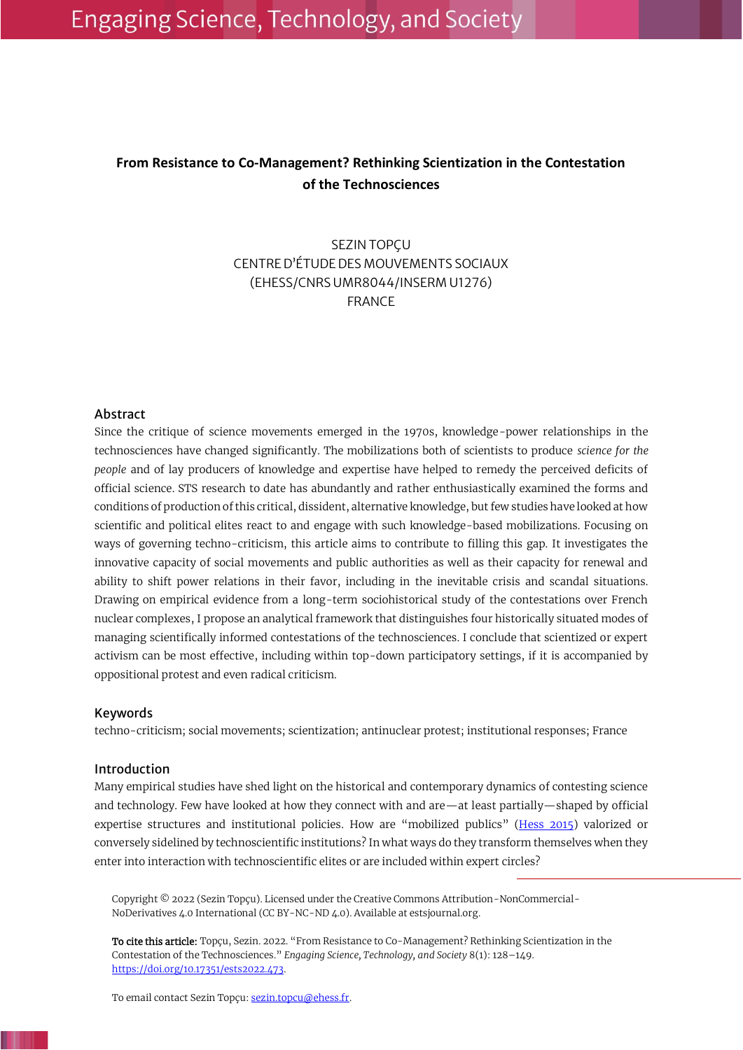# From Resistance to Co-Management? Rethinking Scientization in the Contestation of the Technosciences

SEZIN TOPÇU
CENTRE D'ÉTUDE DES MOUVEMENTS SOCIAUX
(EHESS/CNRS UMR8044/INSERM U1276)
FRANCE

## Abstract

Since the critique of science movements emerged in the 1970s, knowledge-power relationships in the technosciences have changed significantly. The mobilizations both of scientists to produce *science for the people* and of lay producers of knowledge and expertise have helped to remedy the perceived deficits of official science. STS research to date has abundantly and rather enthusiastically examined the forms and conditions of production of this critical, dissident, alternative knowledge, but few studies have looked at how scientific and political elites react to and engage with such knowledge-based mobilizations. Focusing on ways of governing techno-criticism, this article aims to contribute to filling this gap. It investigates the innovative capacity of social movements and public authorities as well as their capacity for renewal and ability to shift power relations in their favor, including in the inevitable crisis and scandal situations. Drawing on empirical evidence from a long-term sociohistorical study of the contestations over French nuclear complexes, I propose an analytical framework that distinguishes four historically situated modes of managing scientifically informed contestations of the technosciences. I conclude that scientized or expert activism can be most effective, including within top-down participatory settings, if it is accompanied by oppositional protest and even radical criticism.

## Keywords

techno-criticism; social movements; scientization; antinuclear protest; institutional responses; France

## Introduction

Many empirical studies have shed light on the historical and contemporary dynamics of contesting science and technology. Few have looked at how they connect with and are—at least partially—shaped by official expertise structures and institutional policies. How are "mobilized publics" (Hess 2015) valorized or conversely sidelined by technoscientific institutions? In what ways do they transform themselves when they enter into interaction with technoscientific elites or are included within expert circles?

---

Copyright © 2022 (Sezin Topçu). Licensed under the Creative Commons Attribution-NonCommercial-NoDerivatives 4.0 International (CC BY-NC-ND 4.0). Available at estsjournal.org.

**To cite this article:** Topçu, Sezin. 2022. "From Resistance to Co-Management? Rethinking Scientization in the Contestation of the Technosciences." *Engaging Science, Technology, and Society* 8(1): 128–149. https://doi.org/10.17351/ests2022.473.

To email contact Sezin Topçu: sezin.topcu@ehess.fr.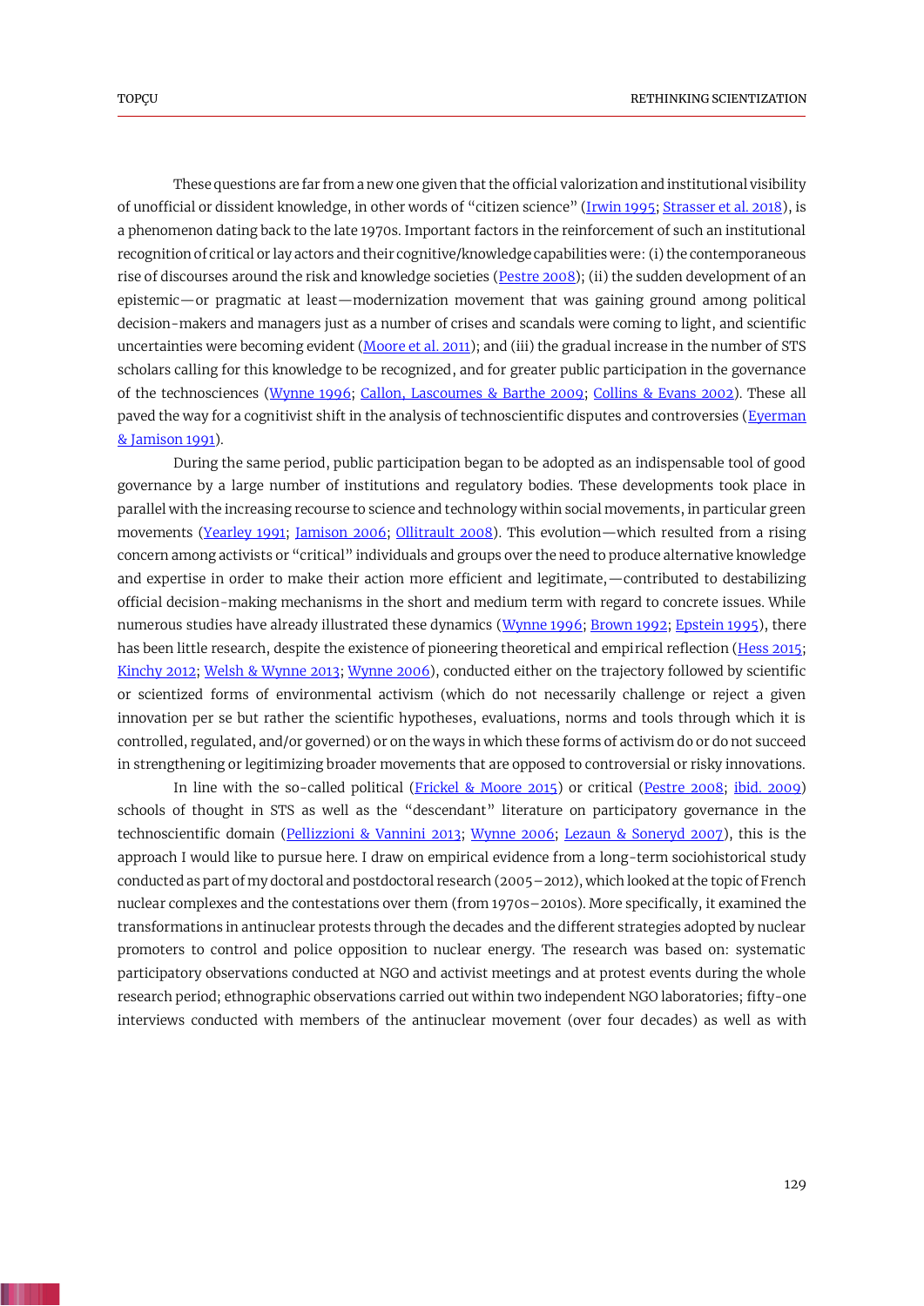These questions are far from a new one given that the official valorization and institutional visibility of unofficial or dissident knowledge, in other words of "citizen science" (Irwin 1995; Strasser et al. 2018), is a phenomenon dating back to the late 1970s. Important factors in the reinforcement of such an institutional recognition of critical or lay actors and their cognitive/knowledge capabilities were: (i) the contemporaneous rise of discourses around the risk and knowledge societies (Pestre 2008); (ii) the sudden development of an epistemic—or pragmatic at least—modernization movement that was gaining ground among political decision-makers and managers just as a number of crises and scandals were coming to light, and scientific uncertainties were becoming evident (Moore et al. 2011); and (iii) the gradual increase in the number of STS scholars calling for this knowledge to be recognized, and for greater public participation in the governance of the technosciences (Wynne 1996; Callon, Lascoumes & Barthe 2009; Collins & Evans 2002). These all paved the way for a cognitivist shift in the analysis of technoscientific disputes and controversies (Eyerman & Jamison 1991).

During the same period, public participation began to be adopted as an indispensable tool of good governance by a large number of institutions and regulatory bodies. These developments took place in parallel with the increasing recourse to science and technology within social movements, in particular green movements (Yearley 1991; Jamison 2006; Ollitrault 2008). This evolution—which resulted from a rising concern among activists or "critical" individuals and groups over the need to produce alternative knowledge and expertise in order to make their action more efficient and legitimate,—contributed to destabilizing official decision-making mechanisms in the short and medium term with regard to concrete issues. While numerous studies have already illustrated these dynamics (Wynne 1996; Brown 1992; Epstein 1995), there has been little research, despite the existence of pioneering theoretical and empirical reflection (Hess 2015; Kinchy 2012; Welsh & Wynne 2013; Wynne 2006), conducted either on the trajectory followed by scientific or scientized forms of environmental activism (which do not necessarily challenge or reject a given innovation per se but rather the scientific hypotheses, evaluations, norms and tools through which it is controlled, regulated, and/or governed) or on the ways in which these forms of activism do or do not succeed in strengthening or legitimizing broader movements that are opposed to controversial or risky innovations.

In line with the so-called political (Frickel & Moore 2015) or critical (Pestre 2008; ibid. 2009) schools of thought in STS as well as the "descendant" literature on participatory governance in the technoscientific domain (Pellizzioni & Vannini 2013; Wynne 2006; Lezaun & Soneryd 2007), this is the approach I would like to pursue here. I draw on empirical evidence from a long-term sociohistorical study conducted as part of my doctoral and postdoctoral research (2005–2012), which looked at the topic of French nuclear complexes and the contestations over them (from 1970s–2010s). More specifically, it examined the transformations in antinuclear protests through the decades and the different strategies adopted by nuclear promoters to control and police opposition to nuclear energy. The research was based on: systematic participatory observations conducted at NGO and activist meetings and at protest events during the whole research period; ethnographic observations carried out within two independent NGO laboratories; fifty-one interviews conducted with members of the antinuclear movement (over four decades) as well as with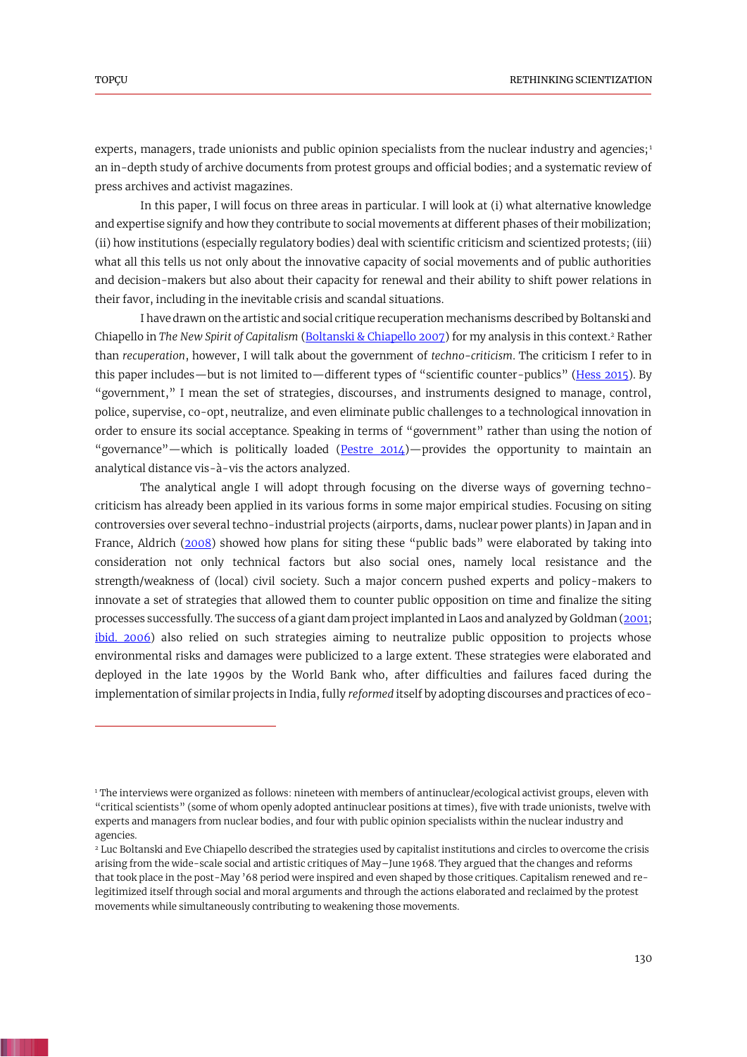experts, managers, trade unionists and public opinion specialists from the nuclear industry and agencies;[1] an in-depth study of archive documents from protest groups and official bodies; and a systematic review of press archives and activist magazines.

In this paper, I will focus on three areas in particular. I will look at (i) what alternative knowledge and expertise signify and how they contribute to social movements at different phases of their mobilization; (ii) how institutions (especially regulatory bodies) deal with scientific criticism and scientized protests; (iii) what all this tells us not only about the innovative capacity of social movements and of public authorities and decision-makers but also about their capacity for renewal and their ability to shift power relations in their favor, including in the inevitable crisis and scandal situations.

I have drawn on the artistic and social critique recuperation mechanisms described by Boltanski and Chiapello in *The New Spirit of Capitalism* (Boltanski & Chiapello 2007) for my analysis in this context.[2] Rather than *recuperation*, however, I will talk about the government of *techno-criticism*. The criticism I refer to in this paper includes—but is not limited to—different types of "scientific counter-publics" (Hess 2015). By "government," I mean the set of strategies, discourses, and instruments designed to manage, control, police, supervise, co-opt, neutralize, and even eliminate public challenges to a technological innovation in order to ensure its social acceptance. Speaking in terms of "government" rather than using the notion of "governance"—which is politically loaded (Pestre 2014)—provides the opportunity to maintain an analytical distance vis-à-vis the actors analyzed.

The analytical angle I will adopt through focusing on the diverse ways of governing techno-criticism has already been applied in its various forms in some major empirical studies. Focusing on siting controversies over several techno-industrial projects (airports, dams, nuclear power plants) in Japan and in France, Aldrich (2008) showed how plans for siting these "public bads" were elaborated by taking into consideration not only technical factors but also social ones, namely local resistance and the strength/weakness of (local) civil society. Such a major concern pushed experts and policy-makers to innovate a set of strategies that allowed them to counter public opposition on time and finalize the siting processes successfully. The success of a giant dam project implanted in Laos and analyzed by Goldman (2001; ibid. 2006) also relied on such strategies aiming to neutralize public opposition to projects whose environmental risks and damages were publicized to a large extent. These strategies were elaborated and deployed in the late 1990s by the World Bank who, after difficulties and failures faced during the implementation of similar projects in India, fully *reformed* itself by adopting discourses and practices of eco-

---

[1] The interviews were organized as follows: nineteen with members of antinuclear/ecological activist groups, eleven with "critical scientists" (some of whom openly adopted antinuclear positions at times), five with trade unionists, twelve with experts and managers from nuclear bodies, and four with public opinion specialists within the nuclear industry and agencies.

[2] Luc Boltanski and Eve Chiapello described the strategies used by capitalist institutions and circles to overcome the crisis arising from the wide-scale social and artistic critiques of May–June 1968. They argued that the changes and reforms that took place in the post-May '68 period were inspired and even shaped by those critiques. Capitalism renewed and re-legitimized itself through social and moral arguments and through the actions elaborated and reclaimed by the protest movements while simultaneously contributing to weakening those movements.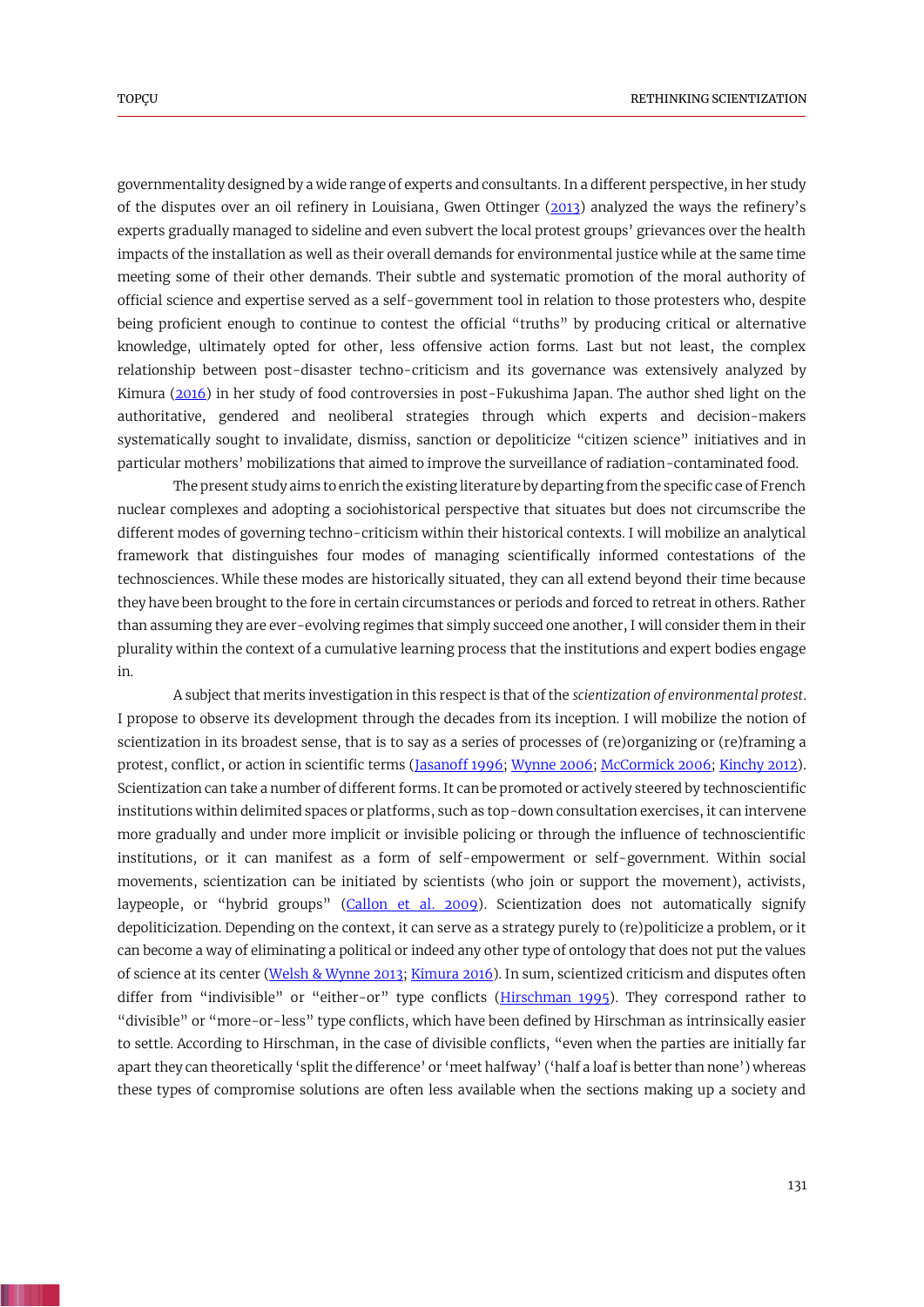governmentality designed by a wide range of experts and consultants. In a different perspective, in her study of the disputes over an oil refinery in Louisiana, Gwen Ottinger (2013) analyzed the ways the refinery's experts gradually managed to sideline and even subvert the local protest groups' grievances over the health impacts of the installation as well as their overall demands for environmental justice while at the same time meeting some of their other demands. Their subtle and systematic promotion of the moral authority of official science and expertise served as a self-government tool in relation to those protesters who, despite being proficient enough to continue to contest the official "truths" by producing critical or alternative knowledge, ultimately opted for other, less offensive action forms. Last but not least, the complex relationship between post-disaster techno-criticism and its governance was extensively analyzed by Kimura (2016) in her study of food controversies in post-Fukushima Japan. The author shed light on the authoritative, gendered and neoliberal strategies through which experts and decision-makers systematically sought to invalidate, dismiss, sanction or depoliticize "citizen science" initiatives and in particular mothers' mobilizations that aimed to improve the surveillance of radiation-contaminated food.

The present study aims to enrich the existing literature by departing from the specific case of French nuclear complexes and adopting a sociohistorical perspective that situates but does not circumscribe the different modes of governing techno-criticism within their historical contexts. I will mobilize an analytical framework that distinguishes four modes of managing scientifically informed contestations of the technosciences. While these modes are historically situated, they can all extend beyond their time because they have been brought to the fore in certain circumstances or periods and forced to retreat in others. Rather than assuming they are ever-evolving regimes that simply succeed one another, I will consider them in their plurality within the context of a cumulative learning process that the institutions and expert bodies engage in.

A subject that merits investigation in this respect is that of the *scientization of environmental protest*. I propose to observe its development through the decades from its inception. I will mobilize the notion of scientization in its broadest sense, that is to say as a series of processes of (re)organizing or (re)framing a protest, conflict, or action in scientific terms (Jasanoff 1996; Wynne 2006; McCormick 2006; Kinchy 2012). Scientization can take a number of different forms. It can be promoted or actively steered by technoscientific institutions within delimited spaces or platforms, such as top-down consultation exercises, it can intervene more gradually and under more implicit or invisible policing or through the influence of technoscientific institutions, or it can manifest as a form of self-empowerment or self-government. Within social movements, scientization can be initiated by scientists (who join or support the movement), activists, laypeople, or "hybrid groups" (Callon et al. 2009). Scientization does not automatically signify depoliticization. Depending on the context, it can serve as a strategy purely to (re)politicize a problem, or it can become a way of eliminating a political or indeed any other type of ontology that does not put the values of science at its center (Welsh & Wynne 2013; Kimura 2016). In sum, scientized criticism and disputes often differ from "indivisible" or "either-or" type conflicts (Hirschman 1995). They correspond rather to "divisible" or "more-or-less" type conflicts, which have been defined by Hirschman as intrinsically easier to settle. According to Hirschman, in the case of divisible conflicts, "even when the parties are initially far apart they can theoretically 'split the difference' or 'meet halfway' ('half a loaf is better than none') whereas these types of compromise solutions are often less available when the sections making up a society and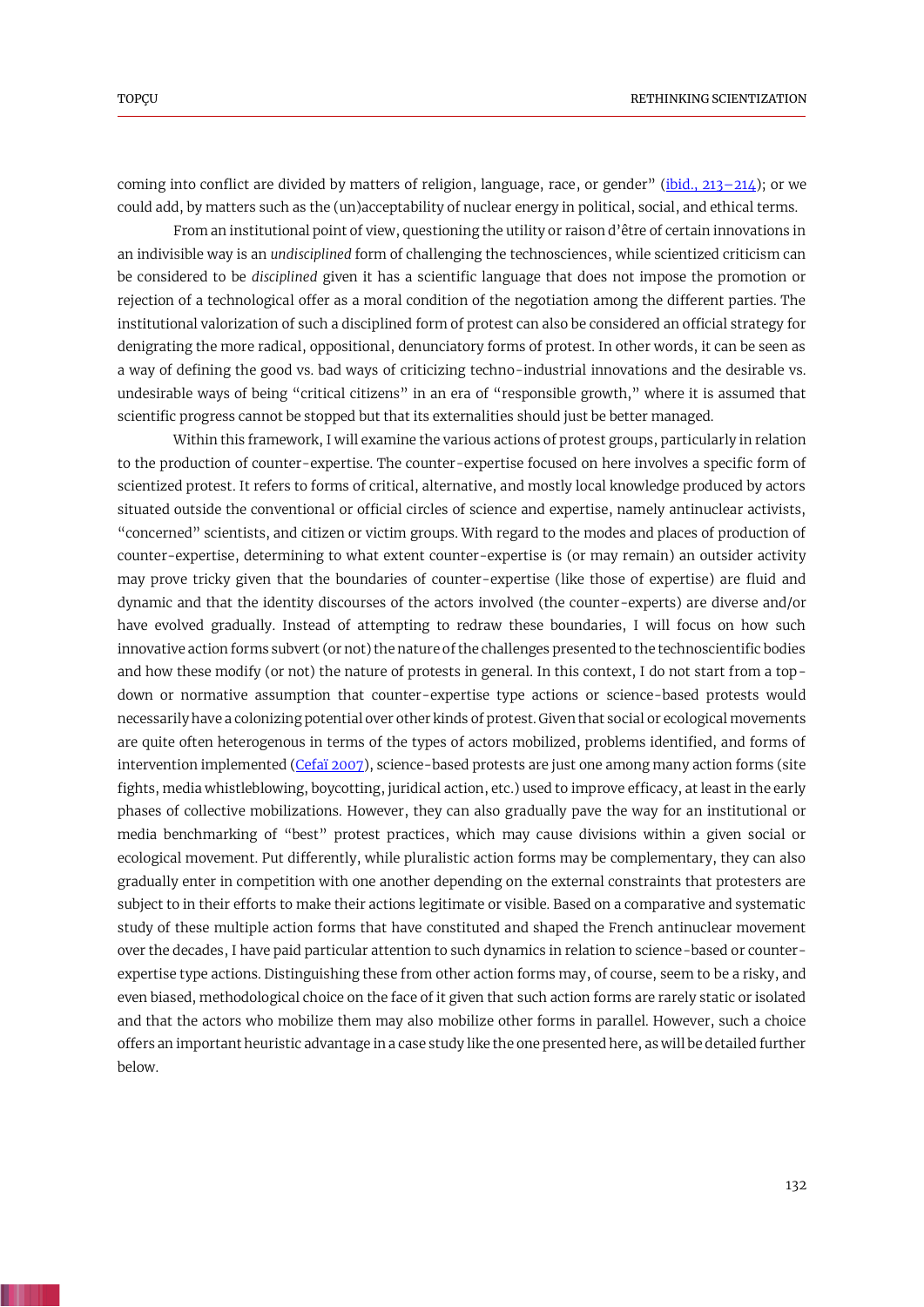coming into conflict are divided by matters of religion, language, race, or gender" (ibid., 213–214); or we could add, by matters such as the (un)acceptability of nuclear energy in political, social, and ethical terms.

From an institutional point of view, questioning the utility or raison d'être of certain innovations in an indivisible way is an *undisciplined* form of challenging the technosciences, while scientized criticism can be considered to be *disciplined* given it has a scientific language that does not impose the promotion or rejection of a technological offer as a moral condition of the negotiation among the different parties. The institutional valorization of such a disciplined form of protest can also be considered an official strategy for denigrating the more radical, oppositional, denunciatory forms of protest. In other words, it can be seen as a way of defining the good vs. bad ways of criticizing techno-industrial innovations and the desirable vs. undesirable ways of being "critical citizens" in an era of "responsible growth," where it is assumed that scientific progress cannot be stopped but that its externalities should just be better managed.

Within this framework, I will examine the various actions of protest groups, particularly in relation to the production of counter-expertise. The counter-expertise focused on here involves a specific form of scientized protest. It refers to forms of critical, alternative, and mostly local knowledge produced by actors situated outside the conventional or official circles of science and expertise, namely antinuclear activists, "concerned" scientists, and citizen or victim groups. With regard to the modes and places of production of counter-expertise, determining to what extent counter-expertise is (or may remain) an outsider activity may prove tricky given that the boundaries of counter-expertise (like those of expertise) are fluid and dynamic and that the identity discourses of the actors involved (the counter-experts) are diverse and/or have evolved gradually. Instead of attempting to redraw these boundaries, I will focus on how such innovative action forms subvert (or not) the nature of the challenges presented to the technoscientific bodies and how these modify (or not) the nature of protests in general. In this context, I do not start from a top-down or normative assumption that counter-expertise type actions or science-based protests would necessarily have a colonizing potential over other kinds of protest. Given that social or ecological movements are quite often heterogenous in terms of the types of actors mobilized, problems identified, and forms of intervention implemented (Cefaï 2007), science-based protests are just one among many action forms (site fights, media whistleblowing, boycotting, juridical action, etc.) used to improve efficacy, at least in the early phases of collective mobilizations. However, they can also gradually pave the way for an institutional or media benchmarking of "best" protest practices, which may cause divisions within a given social or ecological movement. Put differently, while pluralistic action forms may be complementary, they can also gradually enter in competition with one another depending on the external constraints that protesters are subject to in their efforts to make their actions legitimate or visible. Based on a comparative and systematic study of these multiple action forms that have constituted and shaped the French antinuclear movement over the decades, I have paid particular attention to such dynamics in relation to science-based or counter-expertise type actions. Distinguishing these from other action forms may, of course, seem to be a risky, and even biased, methodological choice on the face of it given that such action forms are rarely static or isolated and that the actors who mobilize them may also mobilize other forms in parallel. However, such a choice offers an important heuristic advantage in a case study like the one presented here, as will be detailed further below.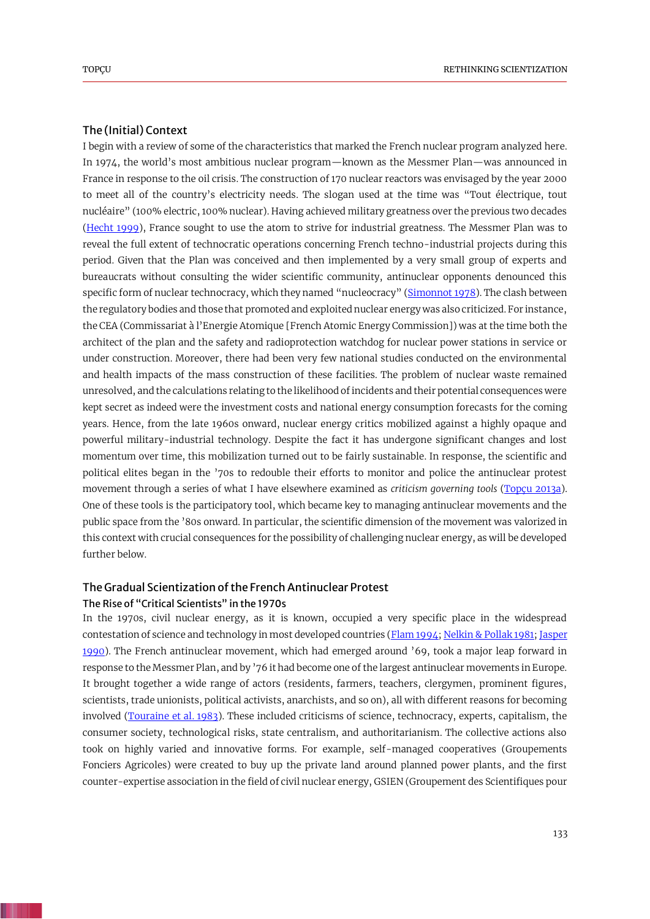## The (Initial) Context

I begin with a review of some of the characteristics that marked the French nuclear program analyzed here. In 1974, the world's most ambitious nuclear program—known as the Messmer Plan—was announced in France in response to the oil crisis. The construction of 170 nuclear reactors was envisaged by the year 2000 to meet all of the country's electricity needs. The slogan used at the time was "Tout électrique, tout nucléaire" (100% electric, 100% nuclear). Having achieved military greatness over the previous two decades (Hecht 1999), France sought to use the atom to strive for industrial greatness. The Messmer Plan was to reveal the full extent of technocratic operations concerning French techno-industrial projects during this period. Given that the Plan was conceived and then implemented by a very small group of experts and bureaucrats without consulting the wider scientific community, antinuclear opponents denounced this specific form of nuclear technocracy, which they named "nucleocracy" (Simonnot 1978). The clash between the regulatory bodies and those that promoted and exploited nuclear energy was also criticized. For instance, the CEA (Commissariat à l'Energie Atomique [French Atomic Energy Commission]) was at the time both the architect of the plan and the safety and radioprotection watchdog for nuclear power stations in service or under construction. Moreover, there had been very few national studies conducted on the environmental and health impacts of the mass construction of these facilities. The problem of nuclear waste remained unresolved, and the calculations relating to the likelihood of incidents and their potential consequences were kept secret as indeed were the investment costs and national energy consumption forecasts for the coming years. Hence, from the late 1960s onward, nuclear energy critics mobilized against a highly opaque and powerful military-industrial technology. Despite the fact it has undergone significant changes and lost momentum over time, this mobilization turned out to be fairly sustainable. In response, the scientific and political elites began in the '70s to redouble their efforts to monitor and police the antinuclear protest movement through a series of what I have elsewhere examined as *criticism governing tools* (Topçu 2013a). One of these tools is the participatory tool, which became key to managing antinuclear movements and the public space from the '80s onward. In particular, the scientific dimension of the movement was valorized in this context with crucial consequences for the possibility of challenging nuclear energy, as will be developed further below.

## The Gradual Scientization of the French Antinuclear Protest

### The Rise of "Critical Scientists" in the 1970s

In the 1970s, civil nuclear energy, as it is known, occupied a very specific place in the widespread contestation of science and technology in most developed countries (Flam 1994; Nelkin & Pollak 1981; Jasper 1990). The French antinuclear movement, which had emerged around '69, took a major leap forward in response to the Messmer Plan, and by '76 it had become one of the largest antinuclear movements in Europe. It brought together a wide range of actors (residents, farmers, teachers, clergymen, prominent figures, scientists, trade unionists, political activists, anarchists, and so on), all with different reasons for becoming involved (Touraine et al. 1983). These included criticisms of science, technocracy, experts, capitalism, the consumer society, technological risks, state centralism, and authoritarianism. The collective actions also took on highly varied and innovative forms. For example, self-managed cooperatives (Groupements Fonciers Agricoles) were created to buy up the private land around planned power plants, and the first counter-expertise association in the field of civil nuclear energy, GSIEN (Groupement des Scientifiques pour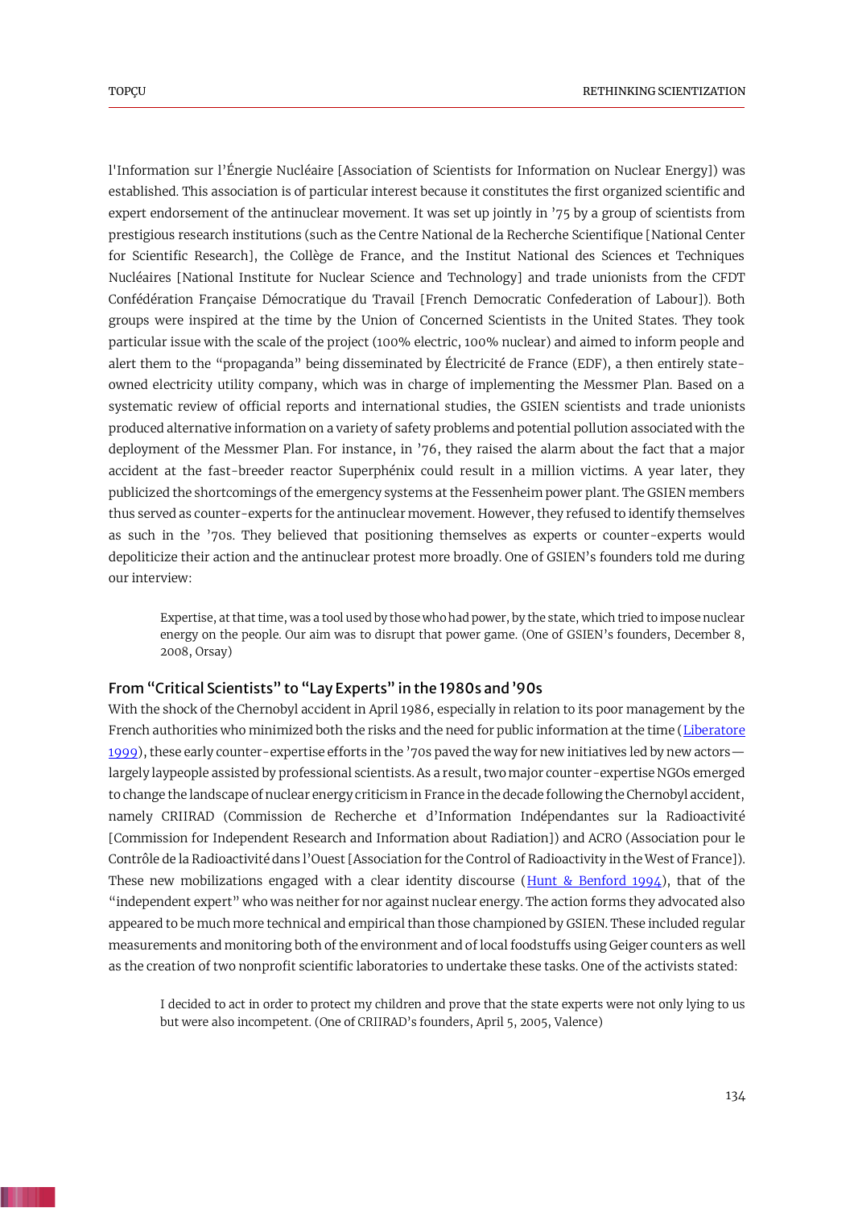l'Information sur l'Énergie Nucléaire [Association of Scientists for Information on Nuclear Energy]) was established. This association is of particular interest because it constitutes the first organized scientific and expert endorsement of the antinuclear movement. It was set up jointly in '75 by a group of scientists from prestigious research institutions (such as the Centre National de la Recherche Scientifique [National Center for Scientific Research], the Collège de France, and the Institut National des Sciences et Techniques Nucléaires [National Institute for Nuclear Science and Technology] and trade unionists from the CFDT Confédération Française Démocratique du Travail [French Democratic Confederation of Labour]). Both groups were inspired at the time by the Union of Concerned Scientists in the United States. They took particular issue with the scale of the project (100% electric, 100% nuclear) and aimed to inform people and alert them to the "propaganda" being disseminated by Électricité de France (EDF), a then entirely state-owned electricity utility company, which was in charge of implementing the Messmer Plan. Based on a systematic review of official reports and international studies, the GSIEN scientists and trade unionists produced alternative information on a variety of safety problems and potential pollution associated with the deployment of the Messmer Plan. For instance, in '76, they raised the alarm about the fact that a major accident at the fast-breeder reactor Superphénix could result in a million victims. A year later, they publicized the shortcomings of the emergency systems at the Fessenheim power plant. The GSIEN members thus served as counter-experts for the antinuclear movement. However, they refused to identify themselves as such in the '70s. They believed that positioning themselves as experts or counter-experts would depoliticize their action and the antinuclear protest more broadly. One of GSIEN's founders told me during our interview:

> Expertise, at that time, was a tool used by those who had power, by the state, which tried to impose nuclear energy on the people. Our aim was to disrupt that power game. (One of GSIEN's founders, December 8, 2008, Orsay)

## From "Critical Scientists" to "Lay Experts" in the 1980s and '90s

With the shock of the Chernobyl accident in April 1986, especially in relation to its poor management by the French authorities who minimized both the risks and the need for public information at the time (Liberatore 1999), these early counter-expertise efforts in the '70s paved the way for new initiatives led by new actors—largely laypeople assisted by professional scientists. As a result, two major counter-expertise NGOs emerged to change the landscape of nuclear energy criticism in France in the decade following the Chernobyl accident, namely CRIIRAD (Commission de Recherche et d'Information Indépendantes sur la Radioactivité [Commission for Independent Research and Information about Radiation]) and ACRO (Association pour le Contrôle de la Radioactivité dans l'Ouest [Association for the Control of Radioactivity in the West of France]). These new mobilizations engaged with a clear identity discourse (Hunt & Benford 1994), that of the "independent expert" who was neither for nor against nuclear energy. The action forms they advocated also appeared to be much more technical and empirical than those championed by GSIEN. These included regular measurements and monitoring both of the environment and of local foodstuffs using Geiger counters as well as the creation of two nonprofit scientific laboratories to undertake these tasks. One of the activists stated:

> I decided to act in order to protect my children and prove that the state experts were not only lying to us but were also incompetent. (One of CRIIRAD's founders, April 5, 2005, Valence)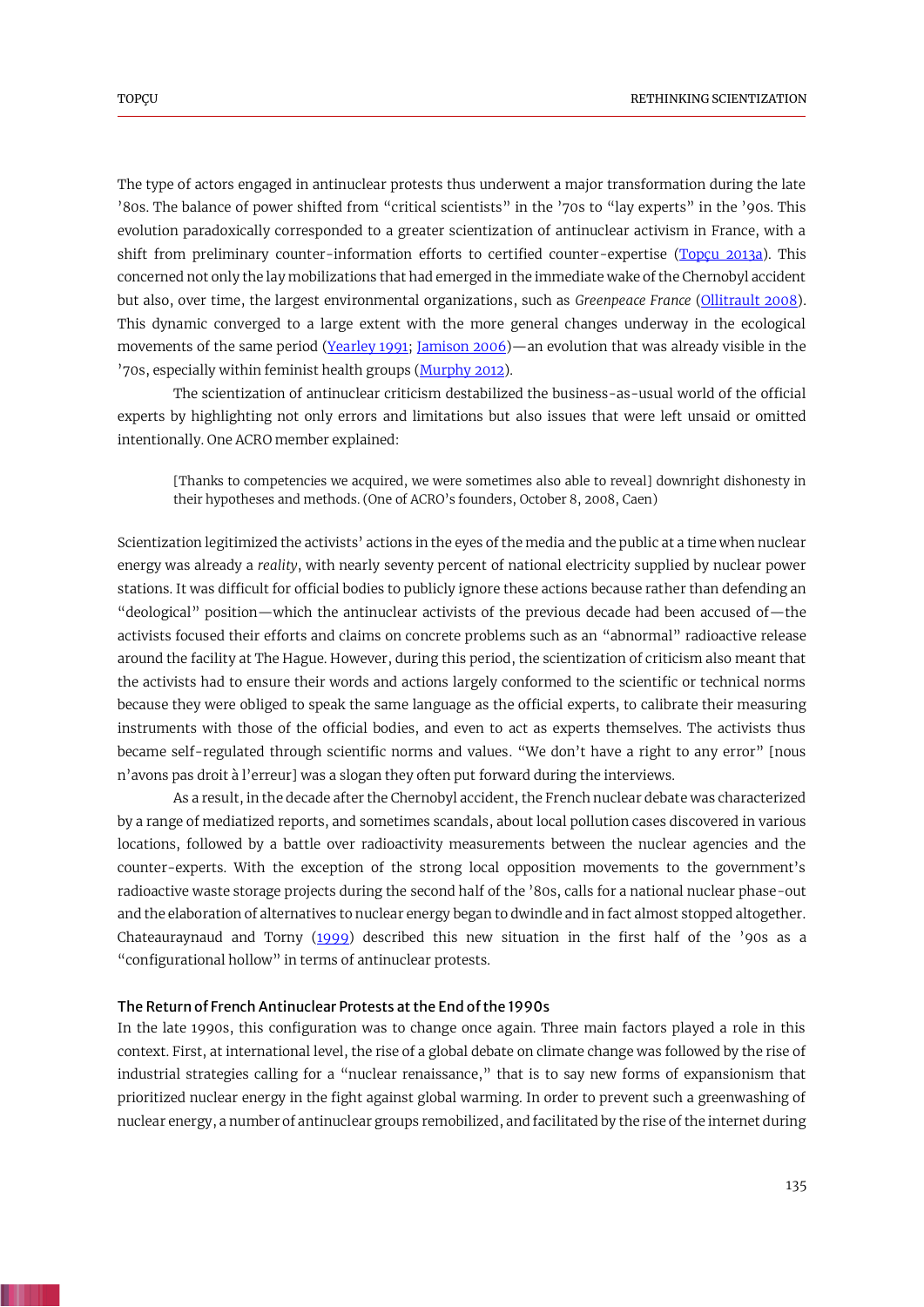The type of actors engaged in antinuclear protests thus underwent a major transformation during the late ’80s. The balance of power shifted from “critical scientists” in the ’70s to “lay experts” in the ’90s. This evolution paradoxically corresponded to a greater scientization of antinuclear activism in France, with a shift from preliminary counter-information efforts to certified counter-expertise (Topçu 2013a). This concerned not only the lay mobilizations that had emerged in the immediate wake of the Chernobyl accident but also, over time, the largest environmental organizations, such as *Greenpeace France* (Ollitrault 2008). This dynamic converged to a large extent with the more general changes underway in the ecological movements of the same period (Yearley 1991; Jamison 2006)—an evolution that was already visible in the ’70s, especially within feminist health groups (Murphy 2012).

The scientization of antinuclear criticism destabilized the business-as-usual world of the official experts by highlighting not only errors and limitations but also issues that were left unsaid or omitted intentionally. One ACRO member explained:

> [Thanks to competencies we acquired, we were sometimes also able to reveal] downright dishonesty in their hypotheses and methods. (One of ACRO’s founders, October 8, 2008, Caen)

Scientization legitimized the activists’ actions in the eyes of the media and the public at a time when nuclear energy was already a *reality*, with nearly seventy percent of national electricity supplied by nuclear power stations. It was difficult for official bodies to publicly ignore these actions because rather than defending an “deological” position—which the antinuclear activists of the previous decade had been accused of—the activists focused their efforts and claims on concrete problems such as an “abnormal” radioactive release around the facility at The Hague. However, during this period, the scientization of criticism also meant that the activists had to ensure their words and actions largely conformed to the scientific or technical norms because they were obliged to speak the same language as the official experts, to calibrate their measuring instruments with those of the official bodies, and even to act as experts themselves. The activists thus became self-regulated through scientific norms and values. “We don’t have a right to any error” [nous n’avons pas droit à l’erreur] was a slogan they often put forward during the interviews.

As a result, in the decade after the Chernobyl accident, the French nuclear debate was characterized by a range of mediatized reports, and sometimes scandals, about local pollution cases discovered in various locations, followed by a battle over radioactivity measurements between the nuclear agencies and the counter-experts. With the exception of the strong local opposition movements to the government’s radioactive waste storage projects during the second half of the ’80s, calls for a national nuclear phase-out and the elaboration of alternatives to nuclear energy began to dwindle and in fact almost stopped altogether. Chateauraynaud and Torny (1999) described this new situation in the first half of the ’90s as a “configurational hollow” in terms of antinuclear protests.

#### The Return of French Antinuclear Protests at the End of the 1990s

In the late 1990s, this configuration was to change once again. Three main factors played a role in this context. First, at international level, the rise of a global debate on climate change was followed by the rise of industrial strategies calling for a “nuclear renaissance,” that is to say new forms of expansionism that prioritized nuclear energy in the fight against global warming. In order to prevent such a greenwashing of nuclear energy, a number of antinuclear groups remobilized, and facilitated by the rise of the internet during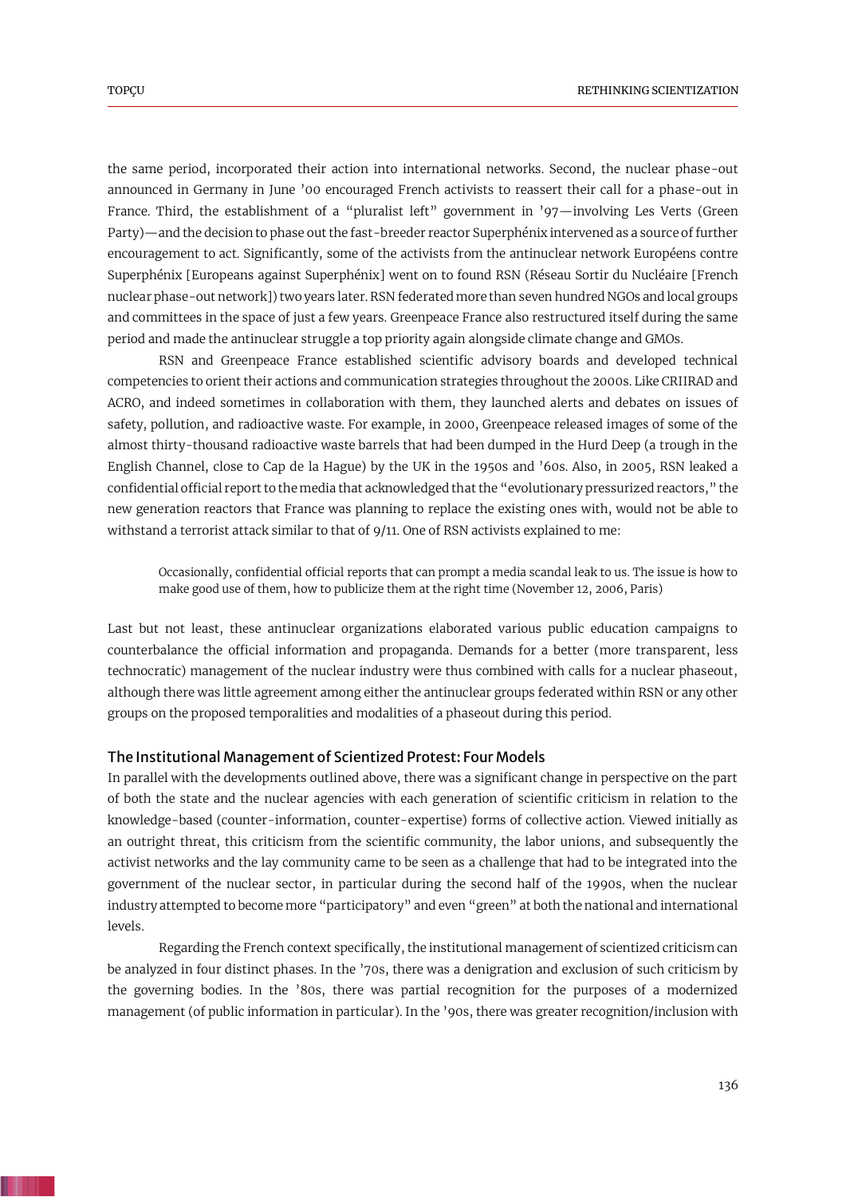the same period, incorporated their action into international networks. Second, the nuclear phase-out announced in Germany in June '00 encouraged French activists to reassert their call for a phase-out in France. Third, the establishment of a "pluralist left" government in '97—involving Les Verts (Green Party)—and the decision to phase out the fast-breeder reactor Superphénix intervened as a source of further encouragement to act. Significantly, some of the activists from the antinuclear network Européens contre Superphénix [Europeans against Superphénix] went on to found RSN (Réseau Sortir du Nucléaire [French nuclear phase-out network]) two years later. RSN federated more than seven hundred NGOs and local groups and committees in the space of just a few years. Greenpeace France also restructured itself during the same period and made the antinuclear struggle a top priority again alongside climate change and GMOs.

RSN and Greenpeace France established scientific advisory boards and developed technical competencies to orient their actions and communication strategies throughout the 2000s. Like CRIIRAD and ACRO, and indeed sometimes in collaboration with them, they launched alerts and debates on issues of safety, pollution, and radioactive waste. For example, in 2000, Greenpeace released images of some of the almost thirty-thousand radioactive waste barrels that had been dumped in the Hurd Deep (a trough in the English Channel, close to Cap de la Hague) by the UK in the 1950s and '60s. Also, in 2005, RSN leaked a confidential official report to the media that acknowledged that the "evolutionary pressurized reactors," the new generation reactors that France was planning to replace the existing ones with, would not be able to withstand a terrorist attack similar to that of 9/11. One of RSN activists explained to me:

> Occasionally, confidential official reports that can prompt a media scandal leak to us. The issue is how to make good use of them, how to publicize them at the right time (November 12, 2006, Paris)

Last but not least, these antinuclear organizations elaborated various public education campaigns to counterbalance the official information and propaganda. Demands for a better (more transparent, less technocratic) management of the nuclear industry were thus combined with calls for a nuclear phaseout, although there was little agreement among either the antinuclear groups federated within RSN or any other groups on the proposed temporalities and modalities of a phaseout during this period.

### The Institutional Management of Scientized Protest: Four Models

In parallel with the developments outlined above, there was a significant change in perspective on the part of both the state and the nuclear agencies with each generation of scientific criticism in relation to the knowledge-based (counter-information, counter-expertise) forms of collective action. Viewed initially as an outright threat, this criticism from the scientific community, the labor unions, and subsequently the activist networks and the lay community came to be seen as a challenge that had to be integrated into the government of the nuclear sector, in particular during the second half of the 1990s, when the nuclear industry attempted to become more "participatory" and even "green" at both the national and international levels.

Regarding the French context specifically, the institutional management of scientized criticism can be analyzed in four distinct phases. In the '70s, there was a denigration and exclusion of such criticism by the governing bodies. In the '80s, there was partial recognition for the purposes of a modernized management (of public information in particular). In the '90s, there was greater recognition/inclusion with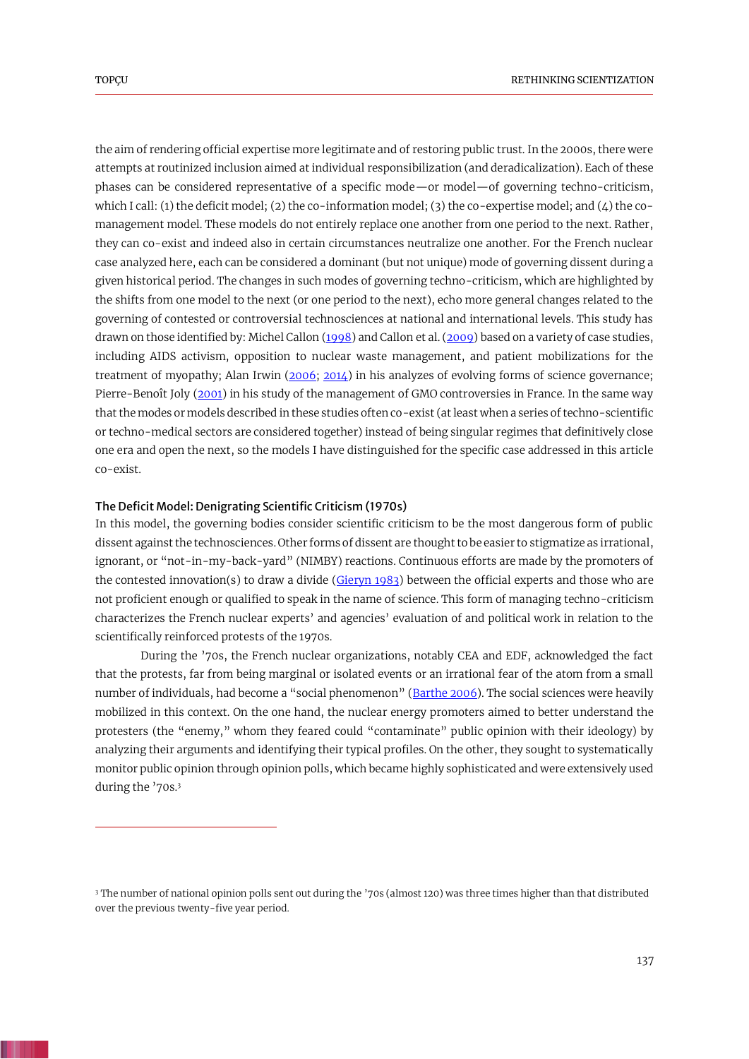the aim of rendering official expertise more legitimate and of restoring public trust. In the 2000s, there were attempts at routinized inclusion aimed at individual responsibilization (and deradicalization). Each of these phases can be considered representative of a specific mode—or model—of governing techno-criticism, which I call: (1) the deficit model; (2) the co-information model; (3) the co-expertise model; and (4) the co-management model. These models do not entirely replace one another from one period to the next. Rather, they can co-exist and indeed also in certain circumstances neutralize one another. For the French nuclear case analyzed here, each can be considered a dominant (but not unique) mode of governing dissent during a given historical period. The changes in such modes of governing techno-criticism, which are highlighted by the shifts from one model to the next (or one period to the next), echo more general changes related to the governing of contested or controversial technosciences at national and international levels. This study has drawn on those identified by: Michel Callon (1998) and Callon et al. (2009) based on a variety of case studies, including AIDS activism, opposition to nuclear waste management, and patient mobilizations for the treatment of myopathy; Alan Irwin (2006; 2014) in his analyzes of evolving forms of science governance; Pierre-Benoît Joly (2001) in his study of the management of GMO controversies in France. In the same way that the modes or models described in these studies often co-exist (at least when a series of techno-scientific or techno-medical sectors are considered together) instead of being singular regimes that definitively close one era and open the next, so the models I have distinguished for the specific case addressed in this article co-exist.

### The Deficit Model: Denigrating Scientific Criticism (1970s)

In this model, the governing bodies consider scientific criticism to be the most dangerous form of public dissent against the technosciences. Other forms of dissent are thought to be easier to stigmatize as irrational, ignorant, or "not-in-my-back-yard" (NIMBY) reactions. Continuous efforts are made by the promoters of the contested innovation(s) to draw a divide (Gieryn 1983) between the official experts and those who are not proficient enough or qualified to speak in the name of science. This form of managing techno-criticism characterizes the French nuclear experts' and agencies' evaluation of and political work in relation to the scientifically reinforced protests of the 1970s.

During the '70s, the French nuclear organizations, notably CEA and EDF, acknowledged the fact that the protests, far from being marginal or isolated events or an irrational fear of the atom from a small number of individuals, had become a "social phenomenon" (Barthe 2006). The social sciences were heavily mobilized in this context. On the one hand, the nuclear energy promoters aimed to better understand the protesters (the "enemy," whom they feared could "contaminate" public opinion with their ideology) by analyzing their arguments and identifying their typical profiles. On the other, they sought to systematically monitor public opinion through opinion polls, which became highly sophisticated and were extensively used during the '70s.[3]

[3] The number of national opinion polls sent out during the '70s (almost 120) was three times higher than that distributed over the previous twenty-five year period.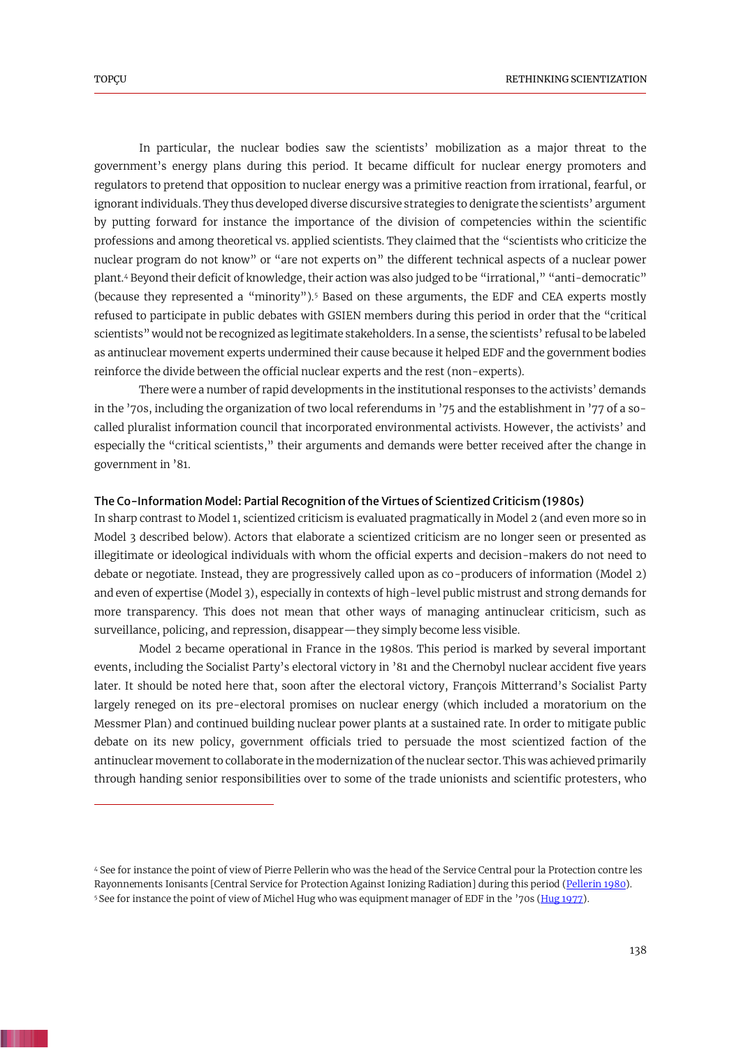In particular, the nuclear bodies saw the scientists' mobilization as a major threat to the government's energy plans during this period. It became difficult for nuclear energy promoters and regulators to pretend that opposition to nuclear energy was a primitive reaction from irrational, fearful, or ignorant individuals. They thus developed diverse discursive strategies to denigrate the scientists' argument by putting forward for instance the importance of the division of competencies within the scientific professions and among theoretical vs. applied scientists. They claimed that the "scientists who criticize the nuclear program do not know" or "are not experts on" the different technical aspects of a nuclear power plant.[4] Beyond their deficit of knowledge, their action was also judged to be "irrational," "anti-democratic" (because they represented a "minority").[5] Based on these arguments, the EDF and CEA experts mostly refused to participate in public debates with GSIEN members during this period in order that the "critical scientists" would not be recognized as legitimate stakeholders. In a sense, the scientists' refusal to be labeled as antinuclear movement experts undermined their cause because it helped EDF and the government bodies reinforce the divide between the official nuclear experts and the rest (non-experts).

There were a number of rapid developments in the institutional responses to the activists' demands in the '70s, including the organization of two local referendums in '75 and the establishment in '77 of a so-called pluralist information council that incorporated environmental activists. However, the activists' and especially the "critical scientists," their arguments and demands were better received after the change in government in '81.

### The Co-Information Model: Partial Recognition of the Virtues of Scientized Criticism (1980s)

In sharp contrast to Model 1, scientized criticism is evaluated pragmatically in Model 2 (and even more so in Model 3 described below). Actors that elaborate a scientized criticism are no longer seen or presented as illegitimate or ideological individuals with whom the official experts and decision-makers do not need to debate or negotiate. Instead, they are progressively called upon as co-producers of information (Model 2) and even of expertise (Model 3), especially in contexts of high-level public mistrust and strong demands for more transparency. This does not mean that other ways of managing antinuclear criticism, such as surveillance, policing, and repression, disappear—they simply become less visible.

Model 2 became operational in France in the 1980s. This period is marked by several important events, including the Socialist Party's electoral victory in '81 and the Chernobyl nuclear accident five years later. It should be noted here that, soon after the electoral victory, François Mitterrand's Socialist Party largely reneged on its pre-electoral promises on nuclear energy (which included a moratorium on the Messmer Plan) and continued building nuclear power plants at a sustained rate. In order to mitigate public debate on its new policy, government officials tried to persuade the most scientized faction of the antinuclear movement to collaborate in the modernization of the nuclear sector. This was achieved primarily through handing senior responsibilities over to some of the trade unionists and scientific protesters, who

---

[4] See for instance the point of view of Pierre Pellerin who was the head of the Service Central pour la Protection contre les Rayonnements Ionisants [Central Service for Protection Against Ionizing Radiation] during this period (Pellerin 1980).

[5] See for instance the point of view of Michel Hug who was equipment manager of EDF in the '70s (Hug 1977).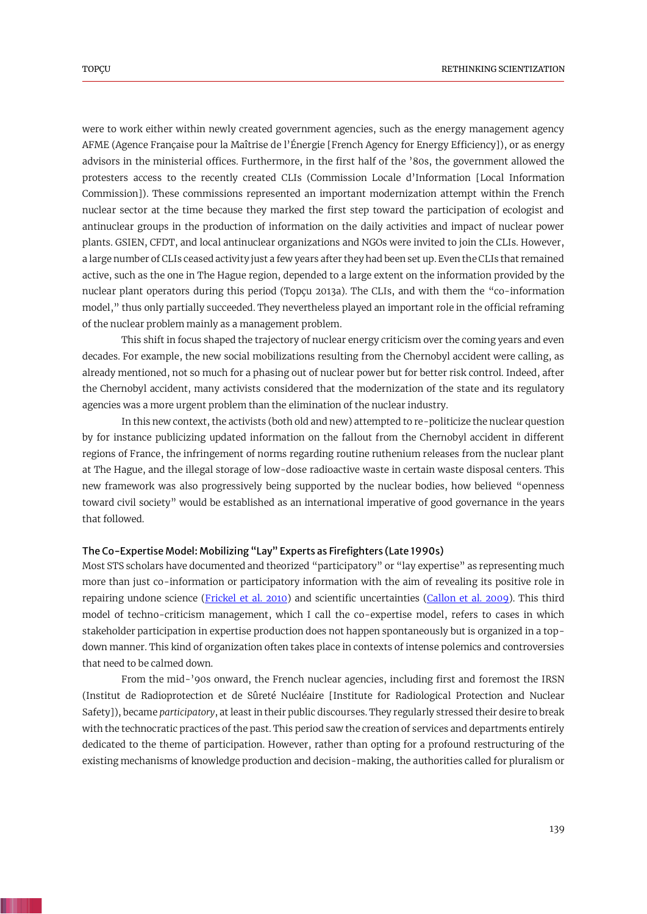were to work either within newly created government agencies, such as the energy management agency AFME (Agence Française pour la Maîtrise de l'Énergie [French Agency for Energy Efficiency]), or as energy advisors in the ministerial offices. Furthermore, in the first half of the '80s, the government allowed the protesters access to the recently created CLIs (Commission Locale d'Information [Local Information Commission]). These commissions represented an important modernization attempt within the French nuclear sector at the time because they marked the first step toward the participation of ecologist and antinuclear groups in the production of information on the daily activities and impact of nuclear power plants. GSIEN, CFDT, and local antinuclear organizations and NGOs were invited to join the CLIs. However, a large number of CLIs ceased activity just a few years after they had been set up. Even the CLIs that remained active, such as the one in The Hague region, depended to a large extent on the information provided by the nuclear plant operators during this period (Topçu 2013a). The CLIs, and with them the "co-information model," thus only partially succeeded. They nevertheless played an important role in the official reframing of the nuclear problem mainly as a management problem.

This shift in focus shaped the trajectory of nuclear energy criticism over the coming years and even decades. For example, the new social mobilizations resulting from the Chernobyl accident were calling, as already mentioned, not so much for a phasing out of nuclear power but for better risk control. Indeed, after the Chernobyl accident, many activists considered that the modernization of the state and its regulatory agencies was a more urgent problem than the elimination of the nuclear industry.

In this new context, the activists (both old and new) attempted to re-politicize the nuclear question by for instance publicizing updated information on the fallout from the Chernobyl accident in different regions of France, the infringement of norms regarding routine ruthenium releases from the nuclear plant at The Hague, and the illegal storage of low-dose radioactive waste in certain waste disposal centers. This new framework was also progressively being supported by the nuclear bodies, how believed "openness toward civil society" would be established as an international imperative of good governance in the years that followed.

#### The Co-Expertise Model: Mobilizing "Lay" Experts as Firefighters (Late 1990s)

Most STS scholars have documented and theorized "participatory" or "lay expertise" as representing much more than just co-information or participatory information with the aim of revealing its positive role in repairing undone science (Frickel et al. 2010) and scientific uncertainties (Callon et al. 2009). This third model of techno-criticism management, which I call the co-expertise model, refers to cases in which stakeholder participation in expertise production does not happen spontaneously but is organized in a top-down manner. This kind of organization often takes place in contexts of intense polemics and controversies that need to be calmed down.

From the mid-'90s onward, the French nuclear agencies, including first and foremost the IRSN (Institut de Radioprotection et de Sûreté Nucléaire [Institute for Radiological Protection and Nuclear Safety]), became *participatory*, at least in their public discourses. They regularly stressed their desire to break with the technocratic practices of the past. This period saw the creation of services and departments entirely dedicated to the theme of participation. However, rather than opting for a profound restructuring of the existing mechanisms of knowledge production and decision-making, the authorities called for pluralism or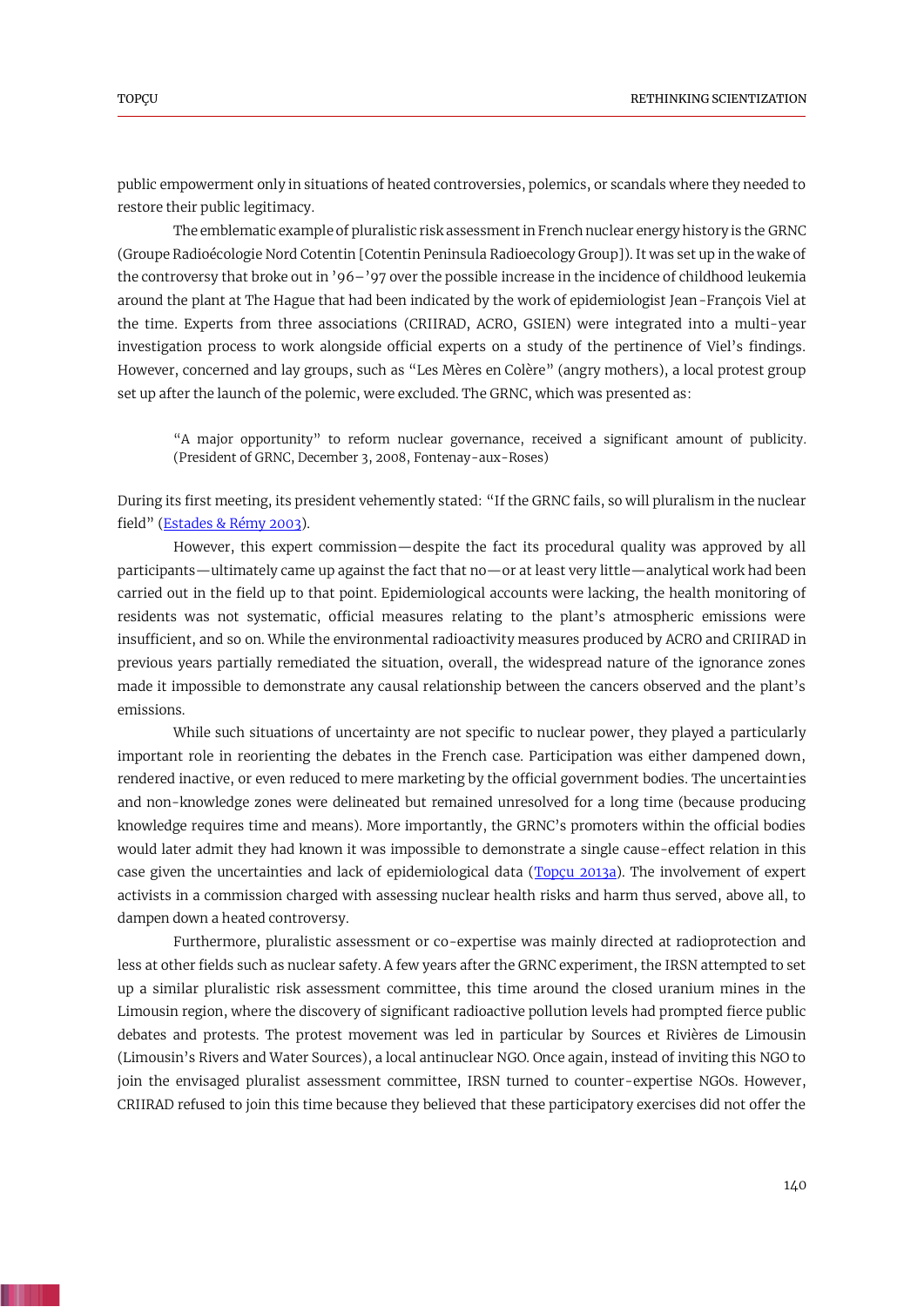public empowerment only in situations of heated controversies, polemics, or scandals where they needed to restore their public legitimacy.

The emblematic example of pluralistic risk assessment in French nuclear energy history is the GRNC (Groupe Radioécologie Nord Cotentin [Cotentin Peninsula Radioecology Group]). It was set up in the wake of the controversy that broke out in '96–'97 over the possible increase in the incidence of childhood leukemia around the plant at The Hague that had been indicated by the work of epidemiologist Jean-François Viel at the time. Experts from three associations (CRIIRAD, ACRO, GSIEN) were integrated into a multi-year investigation process to work alongside official experts on a study of the pertinence of Viel's findings. However, concerned and lay groups, such as "Les Mères en Colère" (angry mothers), a local protest group set up after the launch of the polemic, were excluded. The GRNC, which was presented as:

> "A major opportunity" to reform nuclear governance, received a significant amount of publicity. (President of GRNC, December 3, 2008, Fontenay-aux-Roses)

During its first meeting, its president vehemently stated: "If the GRNC fails, so will pluralism in the nuclear field" (Estades & Rémy 2003).

However, this expert commission—despite the fact its procedural quality was approved by all participants—ultimately came up against the fact that no—or at least very little—analytical work had been carried out in the field up to that point. Epidemiological accounts were lacking, the health monitoring of residents was not systematic, official measures relating to the plant's atmospheric emissions were insufficient, and so on. While the environmental radioactivity measures produced by ACRO and CRIIRAD in previous years partially remediated the situation, overall, the widespread nature of the ignorance zones made it impossible to demonstrate any causal relationship between the cancers observed and the plant's emissions.

While such situations of uncertainty are not specific to nuclear power, they played a particularly important role in reorienting the debates in the French case. Participation was either dampened down, rendered inactive, or even reduced to mere marketing by the official government bodies. The uncertainties and non-knowledge zones were delineated but remained unresolved for a long time (because producing knowledge requires time and means). More importantly, the GRNC's promoters within the official bodies would later admit they had known it was impossible to demonstrate a single cause-effect relation in this case given the uncertainties and lack of epidemiological data (Topçu 2013a). The involvement of expert activists in a commission charged with assessing nuclear health risks and harm thus served, above all, to dampen down a heated controversy.

Furthermore, pluralistic assessment or co-expertise was mainly directed at radioprotection and less at other fields such as nuclear safety. A few years after the GRNC experiment, the IRSN attempted to set up a similar pluralistic risk assessment committee, this time around the closed uranium mines in the Limousin region, where the discovery of significant radioactive pollution levels had prompted fierce public debates and protests. The protest movement was led in particular by Sources et Rivières de Limousin (Limousin's Rivers and Water Sources), a local antinuclear NGO. Once again, instead of inviting this NGO to join the envisaged pluralist assessment committee, IRSN turned to counter-expertise NGOs. However, CRIIRAD refused to join this time because they believed that these participatory exercises did not offer the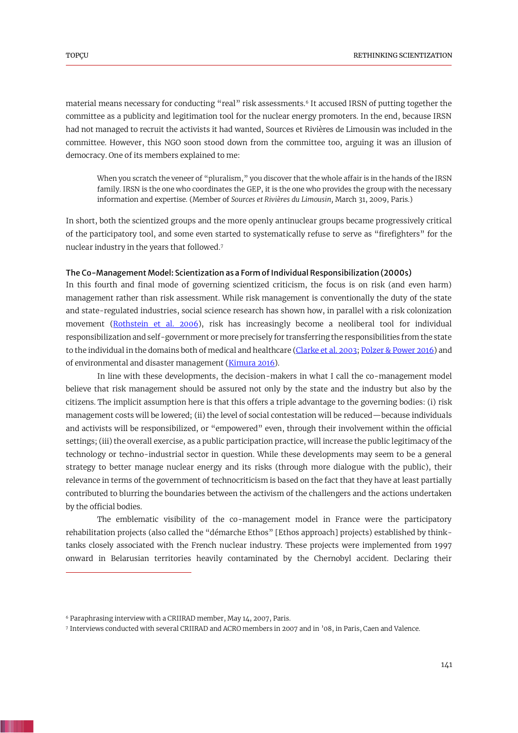material means necessary for conducting "real" risk assessments.[6] It accused IRSN of putting together the committee as a publicity and legitimation tool for the nuclear energy promoters. In the end, because IRSN had not managed to recruit the activists it had wanted, Sources et Rivières de Limousin was included in the committee. However, this NGO soon stood down from the committee too, arguing it was an illusion of democracy. One of its members explained to me:

> When you scratch the veneer of "pluralism," you discover that the whole affair is in the hands of the IRSN family. IRSN is the one who coordinates the GEP, it is the one who provides the group with the necessary information and expertise. (Member of *Sources et Rivières du Limousin,* March 31, 2009, Paris.)

In short, both the scientized groups and the more openly antinuclear groups became progressively critical of the participatory tool, and some even started to systematically refuse to serve as "firefighters" for the nuclear industry in the years that followed.[7]

**The Co-Management Model: Scientization as a Form of Individual Responsibilization (2000s)**

In this fourth and final mode of governing scientized criticism, the focus is on risk (and even harm) management rather than risk assessment. While risk management is conventionally the duty of the state and state-regulated industries, social science research has shown how, in parallel with a risk colonization movement (Rothstein et al. 2006), risk has increasingly become a neoliberal tool for individual responsibilization and self-government or more precisely for transferring the responsibilities from the state to the individual in the domains both of medical and healthcare (Clarke et al. 2003; Polzer & Power 2016) and of environmental and disaster management (Kimura 2016).

In line with these developments, the decision-makers in what I call the co-management model believe that risk management should be assured not only by the state and the industry but also by the citizens. The implicit assumption here is that this offers a triple advantage to the governing bodies: (i) risk management costs will be lowered; (ii) the level of social contestation will be reduced—because individuals and activists will be responsibilized, or "empowered" even, through their involvement within the official settings; (iii) the overall exercise, as a public participation practice, will increase the public legitimacy of the technology or techno-industrial sector in question. While these developments may seem to be a general strategy to better manage nuclear energy and its risks (through more dialogue with the public), their relevance in terms of the government of technocriticism is based on the fact that they have at least partially contributed to blurring the boundaries between the activism of the challengers and the actions undertaken by the official bodies.

The emblematic visibility of the co-management model in France were the participatory rehabilitation projects (also called the "démarche Ethos" [Ethos approach] projects) established by think-tanks closely associated with the French nuclear industry. These projects were implemented from 1997 onward in Belarusian territories heavily contaminated by the Chernobyl accident. Declaring their

---

[6] Paraphrasing interview with a CRIIRAD member, May 14, 2007, Paris.

[7] Interviews conducted with several CRIIRAD and ACRO members in 2007 and in '08, in Paris, Caen and Valence.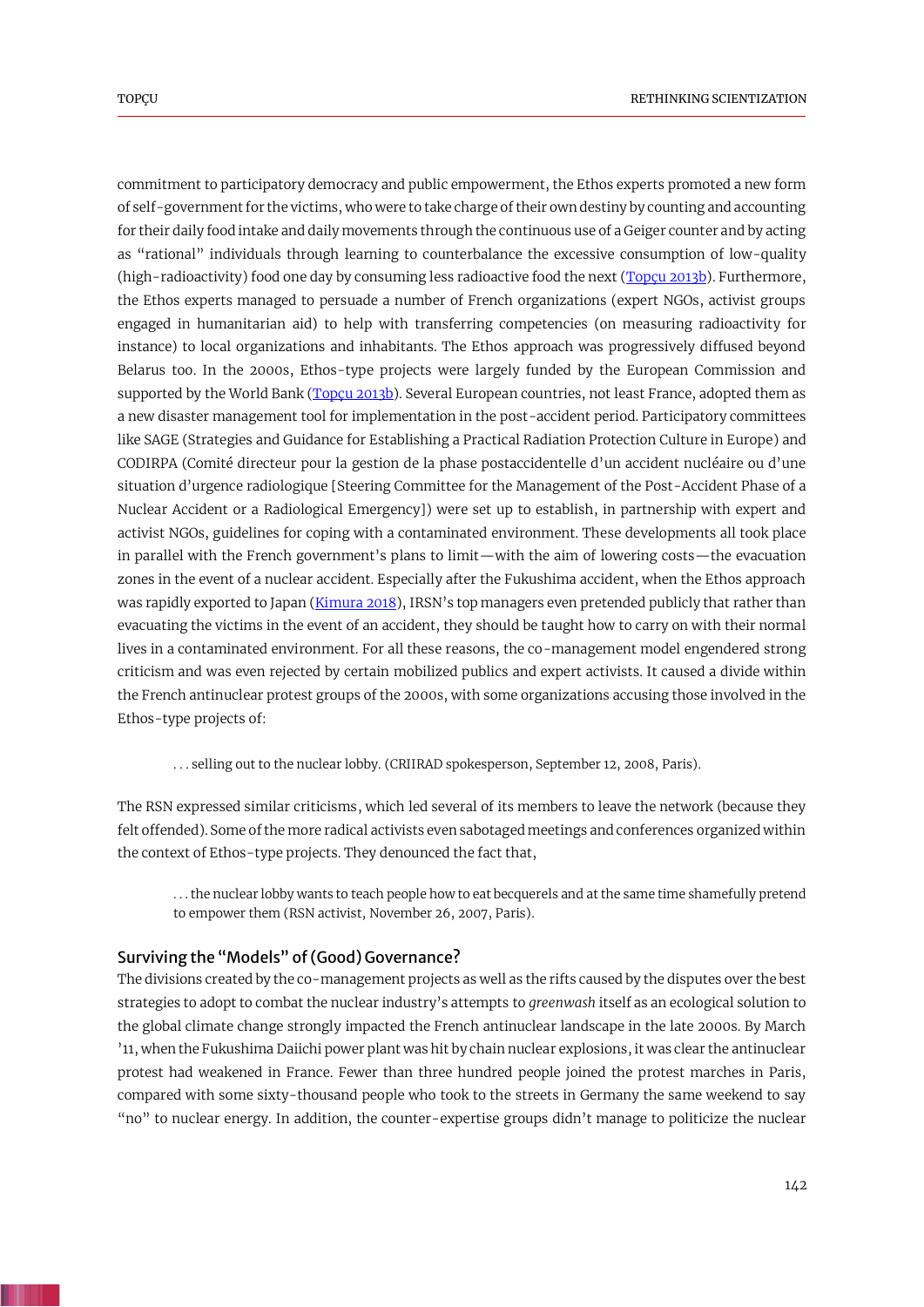commitment to participatory democracy and public empowerment, the Ethos experts promoted a new form of self-government for the victims, who were to take charge of their own destiny by counting and accounting for their daily food intake and daily movements through the continuous use of a Geiger counter and by acting as "rational" individuals through learning to counterbalance the excessive consumption of low-quality (high-radioactivity) food one day by consuming less radioactive food the next (Topçu 2013b). Furthermore, the Ethos experts managed to persuade a number of French organizations (expert NGOs, activist groups engaged in humanitarian aid) to help with transferring competencies (on measuring radioactivity for instance) to local organizations and inhabitants. The Ethos approach was progressively diffused beyond Belarus too. In the 2000s, Ethos-type projects were largely funded by the European Commission and supported by the World Bank (Topçu 2013b). Several European countries, not least France, adopted them as a new disaster management tool for implementation in the post-accident period. Participatory committees like SAGE (Strategies and Guidance for Establishing a Practical Radiation Protection Culture in Europe) and CODIRPA (Comité directeur pour la gestion de la phase postaccidentelle d'un accident nucléaire ou d'une situation d'urgence radiologique [Steering Committee for the Management of the Post-Accident Phase of a Nuclear Accident or a Radiological Emergency]) were set up to establish, in partnership with expert and activist NGOs, guidelines for coping with a contaminated environment. These developments all took place in parallel with the French government's plans to limit—with the aim of lowering costs—the evacuation zones in the event of a nuclear accident. Especially after the Fukushima accident, when the Ethos approach was rapidly exported to Japan (Kimura 2018), IRSN's top managers even pretended publicly that rather than evacuating the victims in the event of an accident, they should be taught how to carry on with their normal lives in a contaminated environment. For all these reasons, the co-management model engendered strong criticism and was even rejected by certain mobilized publics and expert activists. It caused a divide within the French antinuclear protest groups of the 2000s, with some organizations accusing those involved in the Ethos-type projects of:

> . . . selling out to the nuclear lobby. (CRIIRAD spokesperson, September 12, 2008, Paris).

The RSN expressed similar criticisms, which led several of its members to leave the network (because they felt offended). Some of the more radical activists even sabotaged meetings and conferences organized within the context of Ethos-type projects. They denounced the fact that,

> . . . the nuclear lobby wants to teach people how to eat becquerels and at the same time shamefully pretend to empower them (RSN activist, November 26, 2007, Paris).

## Surviving the "Models" of (Good) Governance?

The divisions created by the co-management projects as well as the rifts caused by the disputes over the best strategies to adopt to combat the nuclear industry's attempts to *greenwash* itself as an ecological solution to the global climate change strongly impacted the French antinuclear landscape in the late 2000s. By March '11, when the Fukushima Daiichi power plant was hit by chain nuclear explosions, it was clear the antinuclear protest had weakened in France. Fewer than three hundred people joined the protest marches in Paris, compared with some sixty-thousand people who took to the streets in Germany the same weekend to say "no" to nuclear energy. In addition, the counter-expertise groups didn't manage to politicize the nuclear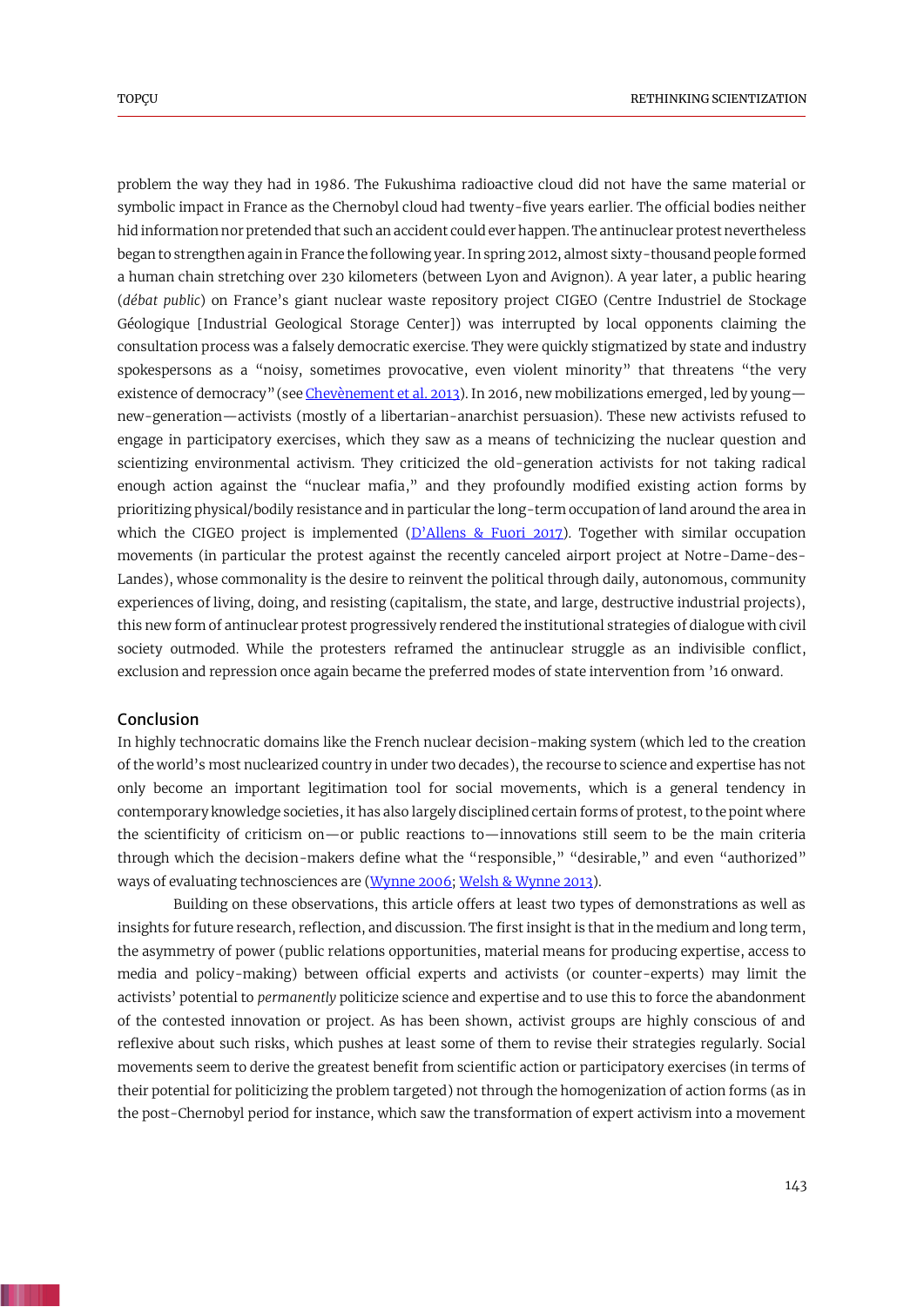problem the way they had in 1986. The Fukushima radioactive cloud did not have the same material or symbolic impact in France as the Chernobyl cloud had twenty-five years earlier. The official bodies neither hid information nor pretended that such an accident could ever happen. The antinuclear protest nevertheless began to strengthen again in France the following year. In spring 2012, almost sixty-thousand people formed a human chain stretching over 230 kilometers (between Lyon and Avignon). A year later, a public hearing (*débat public*) on France's giant nuclear waste repository project CIGEO (Centre Industriel de Stockage Géologique [Industrial Geological Storage Center]) was interrupted by local opponents claiming the consultation process was a falsely democratic exercise. They were quickly stigmatized by state and industry spokespersons as a "noisy, sometimes provocative, even violent minority" that threatens "the very existence of democracy" (see Chevènement et al. 2013). In 2016, new mobilizations emerged, led by young—new-generation—activists (mostly of a libertarian-anarchist persuasion). These new activists refused to engage in participatory exercises, which they saw as a means of technicizing the nuclear question and scientizing environmental activism. They criticized the old-generation activists for not taking radical enough action against the "nuclear mafia," and they profoundly modified existing action forms by prioritizing physical/bodily resistance and in particular the long-term occupation of land around the area in which the CIGEO project is implemented (D'Allens & Fuori 2017). Together with similar occupation movements (in particular the protest against the recently canceled airport project at Notre-Dame-des-Landes), whose commonality is the desire to reinvent the political through daily, autonomous, community experiences of living, doing, and resisting (capitalism, the state, and large, destructive industrial projects), this new form of antinuclear protest progressively rendered the institutional strategies of dialogue with civil society outmoded. While the protesters reframed the antinuclear struggle as an indivisible conflict, exclusion and repression once again became the preferred modes of state intervention from '16 onward.

## Conclusion

In highly technocratic domains like the French nuclear decision-making system (which led to the creation of the world's most nuclearized country in under two decades), the recourse to science and expertise has not only become an important legitimation tool for social movements, which is a general tendency in contemporary knowledge societies, it has also largely disciplined certain forms of protest, to the point where the scientificity of criticism on—or public reactions to—innovations still seem to be the main criteria through which the decision-makers define what the "responsible," "desirable," and even "authorized" ways of evaluating technosciences are (Wynne 2006; Welsh & Wynne 2013).

Building on these observations, this article offers at least two types of demonstrations as well as insights for future research, reflection, and discussion. The first insight is that in the medium and long term, the asymmetry of power (public relations opportunities, material means for producing expertise, access to media and policy-making) between official experts and activists (or counter-experts) may limit the activists' potential to *permanently* politicize science and expertise and to use this to force the abandonment of the contested innovation or project. As has been shown, activist groups are highly conscious of and reflexive about such risks, which pushes at least some of them to revise their strategies regularly. Social movements seem to derive the greatest benefit from scientific action or participatory exercises (in terms of their potential for politicizing the problem targeted) not through the homogenization of action forms (as in the post-Chernobyl period for instance, which saw the transformation of expert activism into a movement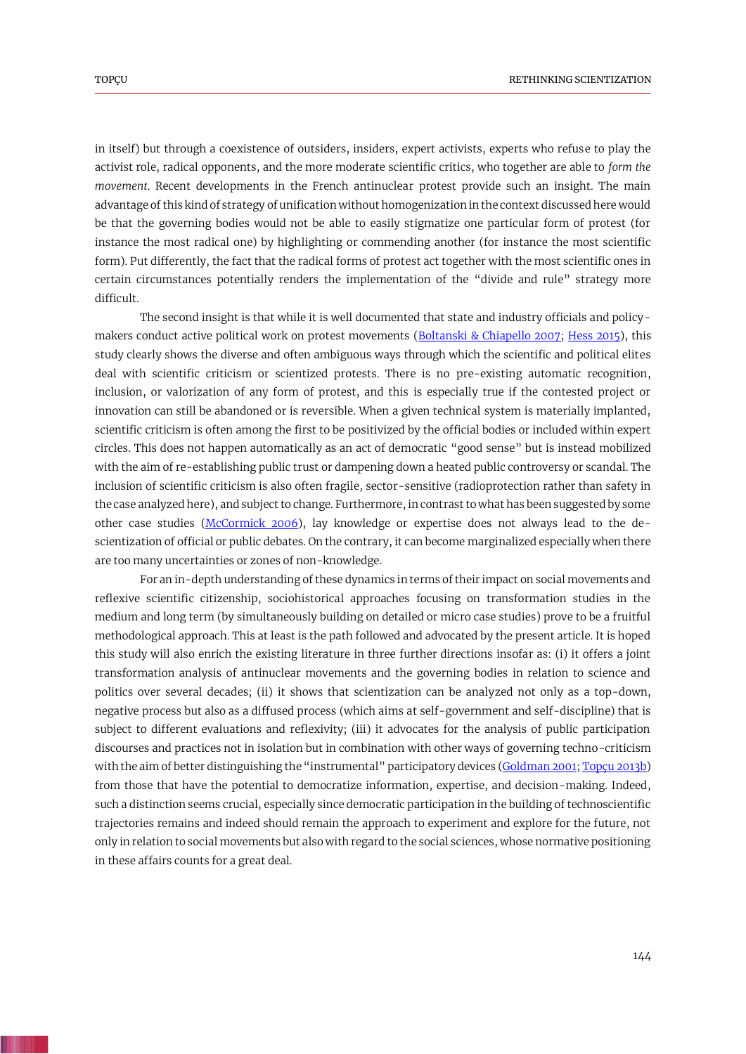in itself) but through a coexistence of outsiders, insiders, expert activists, experts who refuse to play the activist role, radical opponents, and the more moderate scientific critics, who together are able to *form the movement*. Recent developments in the French antinuclear protest provide such an insight. The main advantage of this kind of strategy of unification without homogenization in the context discussed here would be that the governing bodies would not be able to easily stigmatize one particular form of protest (for instance the most radical one) by highlighting or commending another (for instance the most scientific form). Put differently, the fact that the radical forms of protest act together with the most scientific ones in certain circumstances potentially renders the implementation of the "divide and rule" strategy more difficult.

The second insight is that while it is well documented that state and industry officials and policy-makers conduct active political work on protest movements (Boltanski & Chiapello 2007; Hess 2015), this study clearly shows the diverse and often ambiguous ways through which the scientific and political elites deal with scientific criticism or scientized protests. There is no pre-existing automatic recognition, inclusion, or valorization of any form of protest, and this is especially true if the contested project or innovation can still be abandoned or is reversible. When a given technical system is materially implanted, scientific criticism is often among the first to be positivized by the official bodies or included within expert circles. This does not happen automatically as an act of democratic "good sense" but is instead mobilized with the aim of re-establishing public trust or dampening down a heated public controversy or scandal. The inclusion of scientific criticism is also often fragile, sector-sensitive (radioprotection rather than safety in the case analyzed here), and subject to change. Furthermore, in contrast to what has been suggested by some other case studies (McCormick 2006), lay knowledge or expertise does not always lead to the de-scientization of official or public debates. On the contrary, it can become marginalized especially when there are too many uncertainties or zones of non-knowledge.

For an in-depth understanding of these dynamics in terms of their impact on social movements and reflexive scientific citizenship, sociohistorical approaches focusing on transformation studies in the medium and long term (by simultaneously building on detailed or micro case studies) prove to be a fruitful methodological approach. This at least is the path followed and advocated by the present article. It is hoped this study will also enrich the existing literature in three further directions insofar as: (i) it offers a joint transformation analysis of antinuclear movements and the governing bodies in relation to science and politics over several decades; (ii) it shows that scientization can be analyzed not only as a top-down, negative process but also as a diffused process (which aims at self-government and self-discipline) that is subject to different evaluations and reflexivity; (iii) it advocates for the analysis of public participation discourses and practices not in isolation but in combination with other ways of governing techno-criticism with the aim of better distinguishing the "instrumental" participatory devices (Goldman 2001; Topçu 2013b) from those that have the potential to democratize information, expertise, and decision-making. Indeed, such a distinction seems crucial, especially since democratic participation in the building of technoscientific trajectories remains and indeed should remain the approach to experiment and explore for the future, not only in relation to social movements but also with regard to the social sciences, whose normative positioning in these affairs counts for a great deal.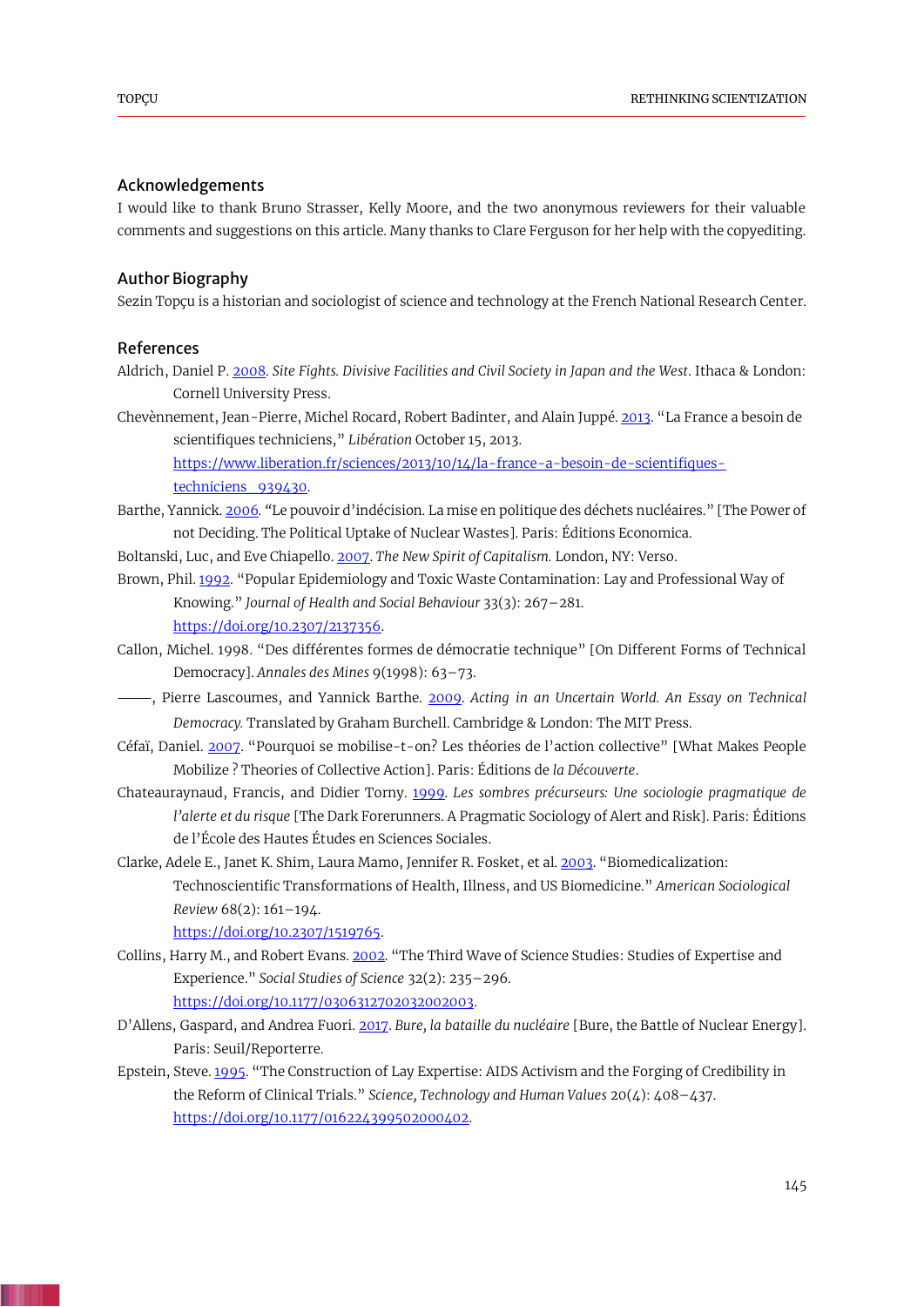## Acknowledgements

I would like to thank Bruno Strasser, Kelly Moore, and the two anonymous reviewers for their valuable comments and suggestions on this article. Many thanks to Clare Ferguson for her help with the copyediting.

## Author Biography

Sezin Topçu is a historian and sociologist of science and technology at the French National Research Center.

## References

Aldrich, Daniel P. 2008. *Site Fights. Divisive Facilities and Civil Society in Japan and the West*. Ithaca & London: Cornell University Press.

Chevènnement, Jean-Pierre, Michel Rocard, Robert Badinter, and Alain Juppé. 2013. "La France a besoin de scientifiques techniciens," *Libération* October 15, 2013. https://www.liberation.fr/sciences/2013/10/14/la-france-a-besoin-de-scientifiques-techniciens_939430.

Barthe, Yannick. 2006. "Le pouvoir d'indécision. La mise en politique des déchets nucléaires." [The Power of not Deciding. The Political Uptake of Nuclear Wastes]. Paris: Éditions Economica.

Boltanski, Luc, and Eve Chiapello. 2007. *The New Spirit of Capitalism.* London, NY: Verso.

Brown, Phil. 1992. "Popular Epidemiology and Toxic Waste Contamination: Lay and Professional Way of Knowing." *Journal of Health and Social Behaviour* 33(3): 267–281. https://doi.org/10.2307/2137356.

Callon, Michel. 1998. "Des différentes formes de démocratie technique" [On Different Forms of Technical Democracy]. *Annales des Mines* 9(1998): 63–73.

———, Pierre Lascoumes, and Yannick Barthe. 2009. *Acting in an Uncertain World. An Essay on Technical Democracy.* Translated by Graham Burchell. Cambridge & London: The MIT Press.

Céfaï, Daniel. 2007. "Pourquoi se mobilise-t-on? Les théories de l'action collective" [What Makes People Mobilize ? Theories of Collective Action]. Paris: Éditions de *la Découverte*.

Chateauraynaud, Francis, and Didier Torny. 1999. *Les sombres précurseurs: Une sociologie pragmatique de l'alerte et du risque* [The Dark Forerunners. A Pragmatic Sociology of Alert and Risk]. Paris: Éditions de l'École des Hautes Études en Sciences Sociales.

Clarke, Adele E., Janet K. Shim, Laura Mamo, Jennifer R. Fosket, et al. 2003. "Biomedicalization: Technoscientific Transformations of Health, Illness, and US Biomedicine." *American Sociological Review* 68(2): 161–194. https://doi.org/10.2307/1519765.

Collins, Harry M., and Robert Evans. 2002. "The Third Wave of Science Studies: Studies of Expertise and Experience." *Social Studies of Science* 32(2): 235–296. https://doi.org/10.1177/0306312702032002003.

D'Allens, Gaspard, and Andrea Fuori. 2017. *Bure, la bataille du nucléaire* [Bure, the Battle of Nuclear Energy]. Paris: Seuil/Reporterre.

Epstein, Steve. 1995. "The Construction of Lay Expertise: AIDS Activism and the Forging of Credibility in the Reform of Clinical Trials." *Science, Technology and Human Values* 20(4): 408–437. https://doi.org/10.1177/016224399502000402.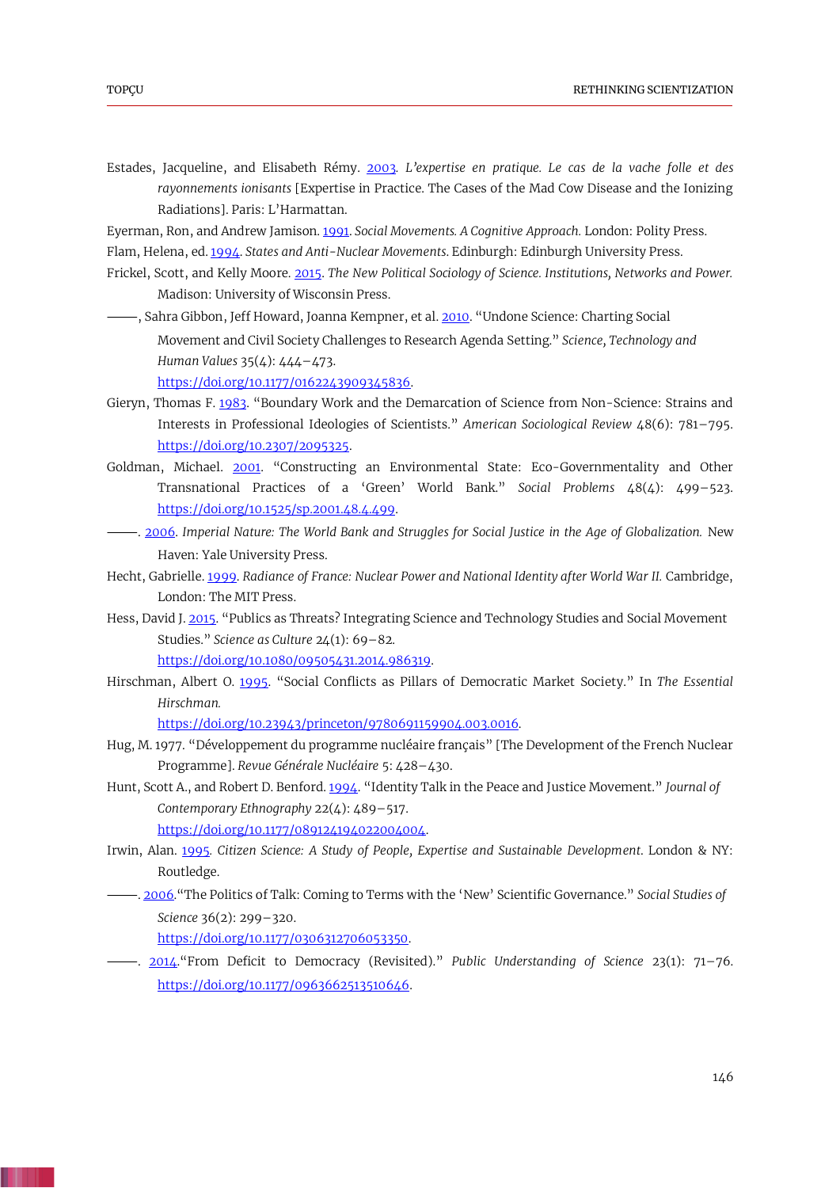Estades, Jacqueline, and Elisabeth Rémy. 2003. *L'expertise en pratique. Le cas de la vache folle et des rayonnements ionisants* [Expertise in Practice. The Cases of the Mad Cow Disease and the Ionizing Radiations]. Paris: L'Harmattan.

Eyerman, Ron, and Andrew Jamison. 1991. *Social Movements. A Cognitive Approach.* London: Polity Press.

Flam, Helena, ed. 1994. *States and Anti-Nuclear Movements.* Edinburgh: Edinburgh University Press.

Frickel, Scott, and Kelly Moore. 2015. *The New Political Sociology of Science. Institutions, Networks and Power.* Madison: University of Wisconsin Press.

———, Sahra Gibbon, Jeff Howard, Joanna Kempner, et al. 2010. "Undone Science: Charting Social Movement and Civil Society Challenges to Research Agenda Setting." *Science, Technology and Human Values* 35(4): 444–473. https://doi.org/10.1177/0162243909345836.

Gieryn, Thomas F. 1983. "Boundary Work and the Demarcation of Science from Non-Science: Strains and Interests in Professional Ideologies of Scientists." *American Sociological Review* 48(6): 781–795. https://doi.org/10.2307/2095325.

Goldman, Michael. 2001. "Constructing an Environmental State: Eco-Governmentality and Other Transnational Practices of a 'Green' World Bank." *Social Problems* 48(4): 499–523. https://doi.org/10.1525/sp.2001.48.4.499.

———. 2006. *Imperial Nature: The World Bank and Struggles for Social Justice in the Age of Globalization.* New Haven: Yale University Press.

Hecht, Gabrielle. 1999. *Radiance of France: Nuclear Power and National Identity after World War II.* Cambridge, London: The MIT Press.

Hess, David J. 2015. "Publics as Threats? Integrating Science and Technology Studies and Social Movement Studies." *Science as Culture* 24(1): 69–82. https://doi.org/10.1080/09505431.2014.986319.

Hirschman, Albert O. 1995. "Social Conflicts as Pillars of Democratic Market Society." In *The Essential Hirschman.* https://doi.org/10.23943/princeton/9780691159904.003.0016.

Hug, M. 1977. "Développement du programme nucléaire français" [The Development of the French Nuclear Programme]. *Revue Générale Nucléaire* 5: 428–430.

Hunt, Scott A., and Robert D. Benford. 1994. "Identity Talk in the Peace and Justice Movement." *Journal of Contemporary Ethnography* 22(4): 489–517. https://doi.org/10.1177/089124194022004004.

Irwin, Alan. 1995. *Citizen Science: A Study of People, Expertise and Sustainable Development.* London & NY: Routledge.

———. 2006."The Politics of Talk: Coming to Terms with the 'New' Scientific Governance." *Social Studies of Science* 36(2): 299–320. https://doi.org/10.1177/0306312706053350.

———. 2014."From Deficit to Democracy (Revisited)." *Public Understanding of Science* 23(1): 71–76. https://doi.org/10.1177/0963662513510646.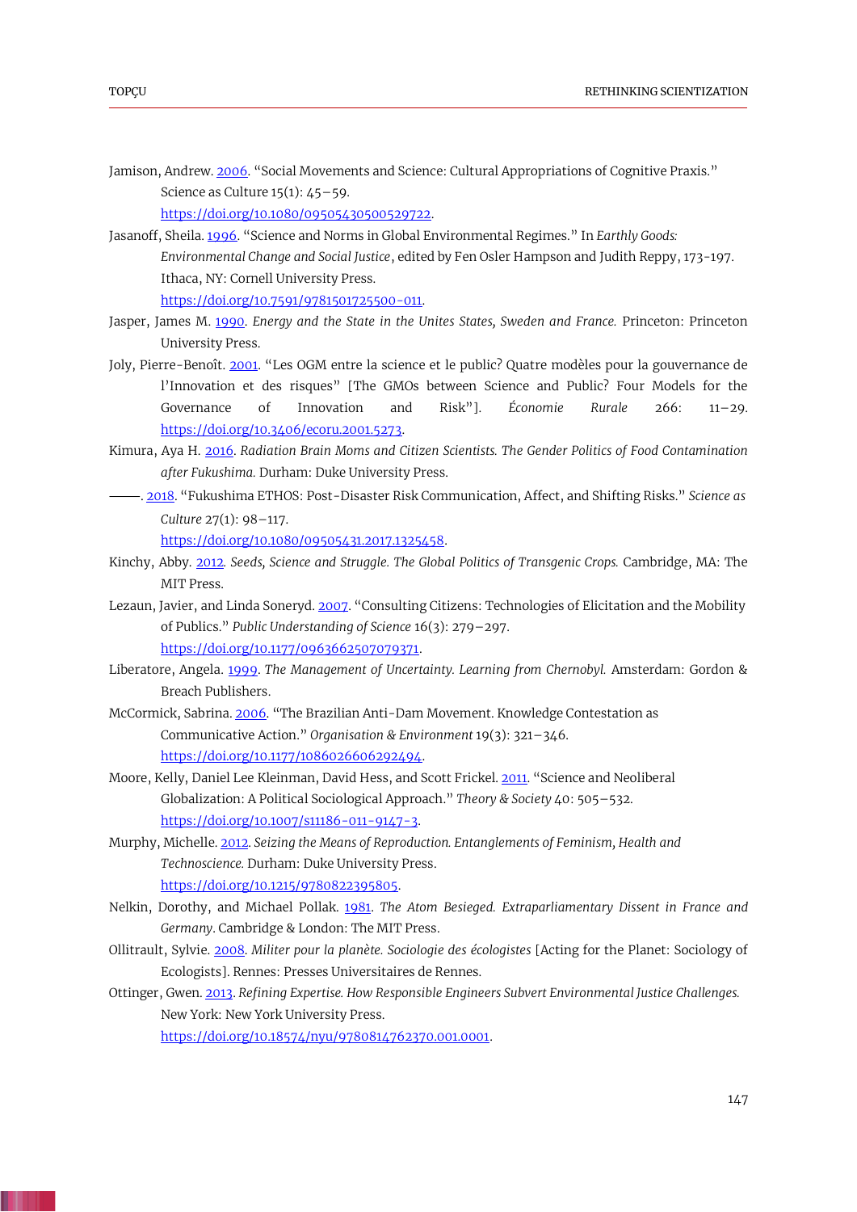Jamison, Andrew. 2006. “Social Movements and Science: Cultural Appropriations of Cognitive Praxis.” Science as Culture 15(1): 45–59. https://doi.org/10.1080/09505430500529722.

Jasanoff, Sheila. 1996. “Science and Norms in Global Environmental Regimes.” In *Earthly Goods: Environmental Change and Social Justice*, edited by Fen Osler Hampson and Judith Reppy, 173-197. Ithaca, NY: Cornell University Press. https://doi.org/10.7591/9781501725500-011.

Jasper, James M. 1990. *Energy and the State in the Unites States, Sweden and France.* Princeton: Princeton University Press.

Joly, Pierre-Benoît. 2001. “Les OGM entre la science et le public? Quatre modèles pour la gouvernance de l'Innovation et des risques” [The GMOs between Science and Public? Four Models for the Governance of Innovation and Risk”]. *Économie Rurale* 266: 11–29. https://doi.org/10.3406/ecoru.2001.5273.

Kimura, Aya H. 2016. *Radiation Brain Moms and Citizen Scientists. The Gender Politics of Food Contamination after Fukushima.* Durham: Duke University Press.

——. 2018. “Fukushima ETHOS: Post-Disaster Risk Communication, Affect, and Shifting Risks.” *Science as Culture* 27(1): 98–117. https://doi.org/10.1080/09505431.2017.1325458.

Kinchy, Abby. 2012. *Seeds, Science and Struggle. The Global Politics of Transgenic Crops.* Cambridge, MA: The MIT Press.

Lezaun, Javier, and Linda Soneryd. 2007. “Consulting Citizens: Technologies of Elicitation and the Mobility of Publics.” *Public Understanding of Science* 16(3): 279–297. https://doi.org/10.1177/0963662507079371.

Liberatore, Angela. 1999. *The Management of Uncertainty. Learning from Chernobyl.* Amsterdam: Gordon & Breach Publishers.

McCormick, Sabrina. 2006. “The Brazilian Anti-Dam Movement. Knowledge Contestation as Communicative Action.” *Organisation & Environment* 19(3): 321–346. https://doi.org/10.1177/1086026606292494.

Moore, Kelly, Daniel Lee Kleinman, David Hess, and Scott Frickel. 2011. “Science and Neoliberal Globalization: A Political Sociological Approach.” *Theory & Society* 40: 505–532. https://doi.org/10.1007/s11186-011-9147-3.

Murphy, Michelle. 2012. *Seizing the Means of Reproduction. Entanglements of Feminism, Health and Technoscience.* Durham: Duke University Press. https://doi.org/10.1215/9780822395805.

Nelkin, Dorothy, and Michael Pollak. 1981. *The Atom Besieged. Extraparliamentary Dissent in France and Germany*. Cambridge & London: The MIT Press.

Ollitrault, Sylvie. 2008. *Militer pour la planète. Sociologie des écologistes* [Acting for the Planet: Sociology of Ecologists]. Rennes: Presses Universitaires de Rennes.

Ottinger, Gwen. 2013. *Refining Expertise. How Responsible Engineers Subvert Environmental Justice Challenges.* New York: New York University Press. https://doi.org/10.18574/nyu/9780814762370.001.0001.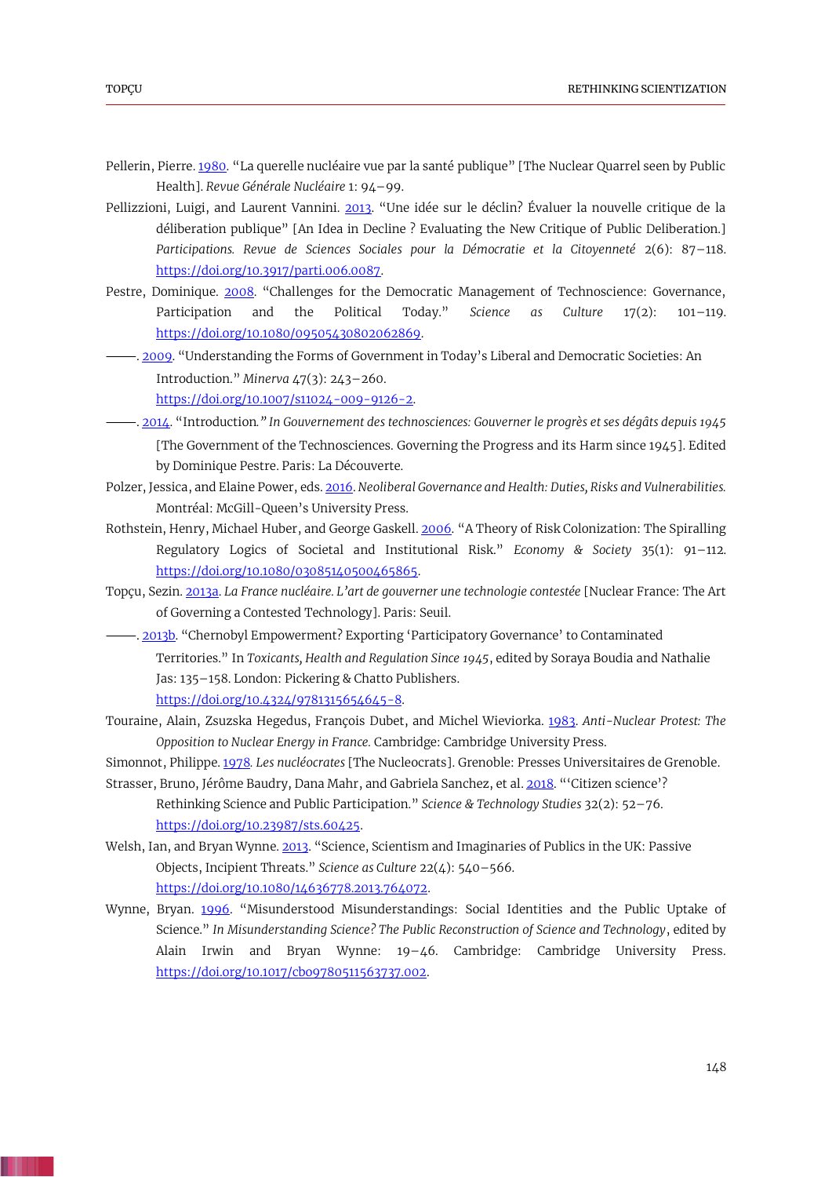Pellerin, Pierre. 1980. "La querelle nucléaire vue par la santé publique" [The Nuclear Quarrel seen by Public Health]. *Revue Générale Nucléaire* 1: 94–99.

Pellizzioni, Luigi, and Laurent Vannini. 2013. "Une idée sur le déclin? Évaluer la nouvelle critique de la déliberation publique" [An Idea in Decline ? Evaluating the New Critique of Public Deliberation.] *Participations. Revue de Sciences Sociales pour la Démocratie et la Citoyenneté* 2(6): 87–118. https://doi.org/10.3917/parti.006.0087.

Pestre, Dominique. 2008. "Challenges for the Democratic Management of Technoscience: Governance, Participation and the Political Today." *Science as Culture* 17(2): 101–119. https://doi.org/10.1080/09505430802062869.

———. 2009. "Understanding the Forms of Government in Today's Liberal and Democratic Societies: An Introduction." *Minerva* 47(3): 243–260. https://doi.org/10.1007/s11024-009-9126-2.

———. 2014. "Introduction*." In Gouvernement des technosciences: Gouverner le progrès et ses dégâts depuis 1945* [The Government of the Technosciences. Governing the Progress and its Harm since 1945]. Edited by Dominique Pestre. Paris: La Découverte.

Polzer, Jessica, and Elaine Power, eds. 2016. *Neoliberal Governance and Health: Duties, Risks and Vulnerabilities.* Montréal: McGill-Queen's University Press.

Rothstein, Henry, Michael Huber, and George Gaskell. 2006. "A Theory of Risk Colonization: The Spiralling Regulatory Logics of Societal and Institutional Risk." *Economy & Society* 35(1): 91–112. https://doi.org/10.1080/03085140500465865.

Topçu, Sezin. 2013a. *La France nucléaire. L'art de gouverner une technologie contestée* [Nuclear France: The Art of Governing a Contested Technology]. Paris: Seuil.

———. 2013b. "Chernobyl Empowerment? Exporting 'Participatory Governance' to Contaminated Territories." In *Toxicants, Health and Regulation Since 1945*, edited by Soraya Boudia and Nathalie Jas: 135–158. London: Pickering & Chatto Publishers. https://doi.org/10.4324/9781315654645-8.

Touraine, Alain, Zsuzska Hegedus, François Dubet, and Michel Wieviorka. 1983. *Anti-Nuclear Protest: The Opposition to Nuclear Energy in France.* Cambridge: Cambridge University Press.

Simonnot, Philippe. 1978. *Les nucléocrates* [The Nucleocrats]. Grenoble: Presses Universitaires de Grenoble.

Strasser, Bruno, Jérôme Baudry, Dana Mahr, and Gabriela Sanchez, et al. 2018. "'Citizen science'? Rethinking Science and Public Participation." *Science & Technology Studies* 32(2): 52–76. https://doi.org/10.23987/sts.60425.

Welsh, Ian, and Bryan Wynne. 2013. "Science, Scientism and Imaginaries of Publics in the UK: Passive Objects, Incipient Threats." *Science as Culture* 22(4): 540–566. https://doi.org/10.1080/14636778.2013.764072.

Wynne, Bryan. 1996. "Misunderstood Misunderstandings: Social Identities and the Public Uptake of Science." *In Misunderstanding Science? The Public Reconstruction of Science and Technology*, edited by Alain Irwin and Bryan Wynne: 19–46. Cambridge: Cambridge University Press. https://doi.org/10.1017/cbo9780511563737.002.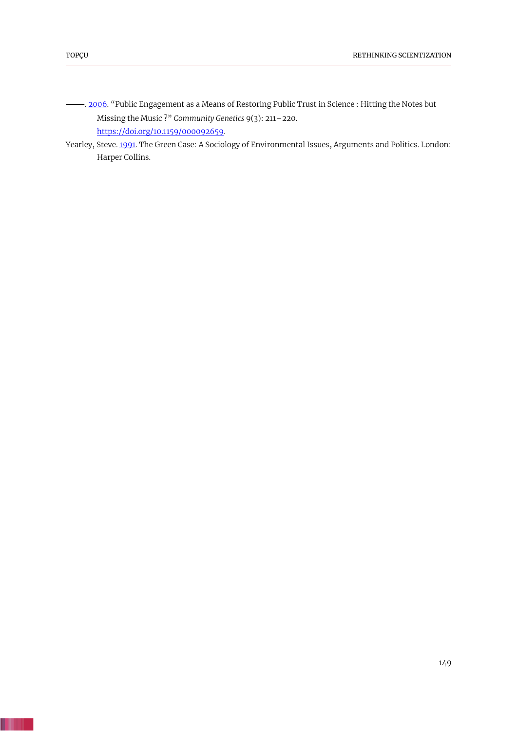———. 2006. "Public Engagement as a Means of Restoring Public Trust in Science : Hitting the Notes but Missing the Music ?" *Community Genetics* 9(3): 211–220. https://doi.org/10.1159/000092659.

Yearley, Steve. 1991. The Green Case: A Sociology of Environmental Issues, Arguments and Politics. London: Harper Collins.